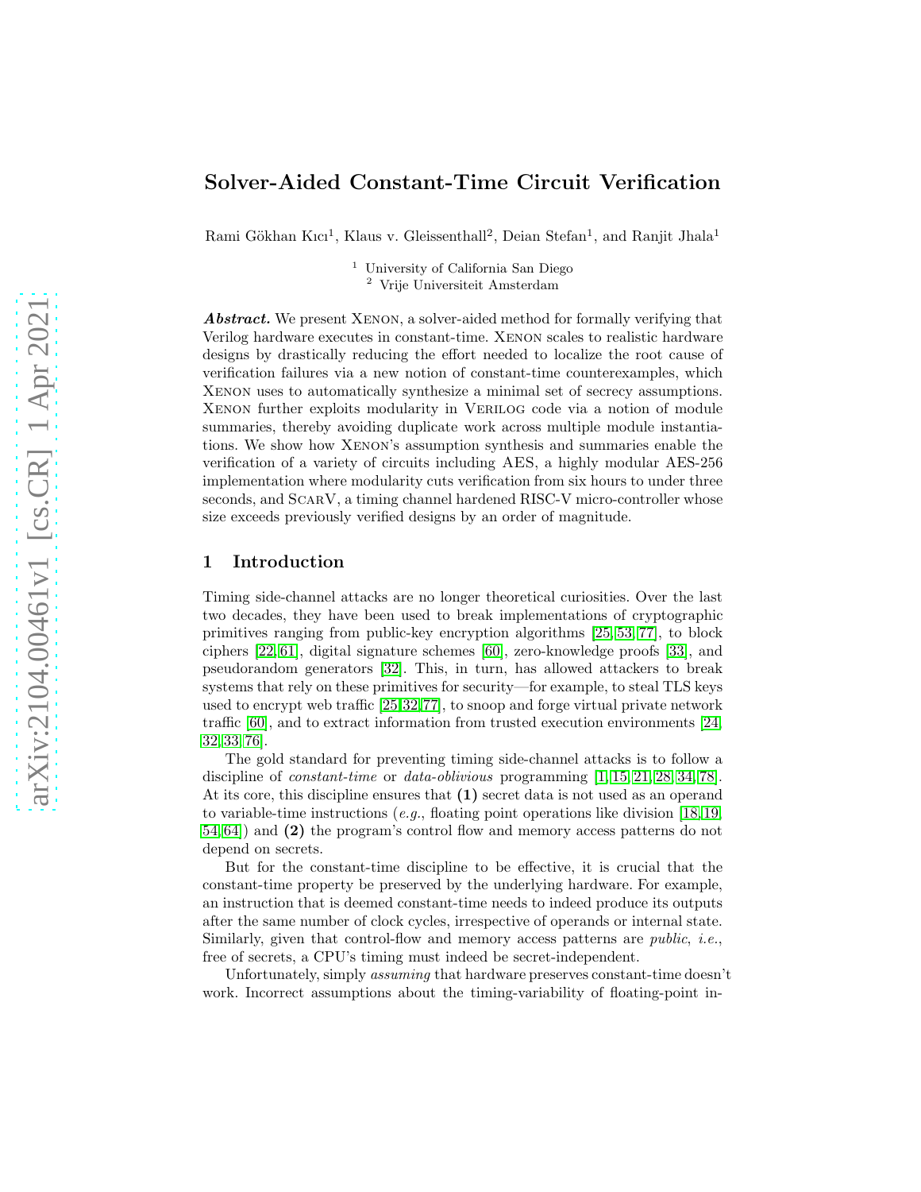# Solver-Aided Constant-Time Circuit Verification

Rami Gökhan Kıcı[1], Klaus v. Gleissenthall[2], Deian Stefan[1], and Ranjit Jhala[1]

[1] University of California San Diego
[2] Vrije Universiteit Amsterdam

***Abstract.*** We present Xenon, a solver-aided method for formally verifying that Verilog hardware executes in constant-time. Xenon scales to realistic hardware designs by drastically reducing the effort needed to localize the root cause of verification failures via a new notion of constant-time counterexamples, which Xenon uses to automatically synthesize a minimal set of secrecy assumptions. Xenon further exploits modularity in Verilog code via a notion of module summaries, thereby avoiding duplicate work across multiple module instantiations. We show how Xenon's assumption synthesis and summaries enable the verification of a variety of circuits including AES, a highly modular AES-256 implementation where modularity cuts verification from six hours to under three seconds, and ScarV, a timing channel hardened RISC-V micro-controller whose size exceeds previously verified designs by an order of magnitude.

## 1 Introduction

Timing side-channel attacks are no longer theoretical curiosities. Over the last two decades, they have been used to break implementations of cryptographic primitives ranging from public-key encryption algorithms [25,53,77], to block ciphers [22,61], digital signature schemes [60], zero-knowledge proofs [33], and pseudorandom generators [32]. This, in turn, has allowed attackers to break systems that rely on these primitives for security—for example, to steal TLS keys used to encrypt web traffic [25,32,77], to snoop and forge virtual private network traffic [60], and to extract information from trusted execution environments [24,32,33,76].

The gold standard for preventing timing side-channel attacks is to follow a discipline of *constant-time* or *data-oblivious* programming [1,15,21,28,34,78]. At its core, this discipline ensures that **(1)** secret data is not used as an operand to variable-time instructions (*e.g.*, floating point operations like division [18,19,54,64]) and **(2)** the program's control flow and memory access patterns do not depend on secrets.

But for the constant-time discipline to be effective, it is crucial that the constant-time property be preserved by the underlying hardware. For example, an instruction that is deemed constant-time needs to indeed produce its outputs after the same number of clock cycles, irrespective of operands or internal state. Similarly, given that control-flow and memory access patterns are *public*, *i.e.*, free of secrets, a CPU's timing must indeed be secret-independent.

Unfortunately, simply *assuming* that hardware preserves constant-time doesn't work. Incorrect assumptions about the timing-variability of floating-point in-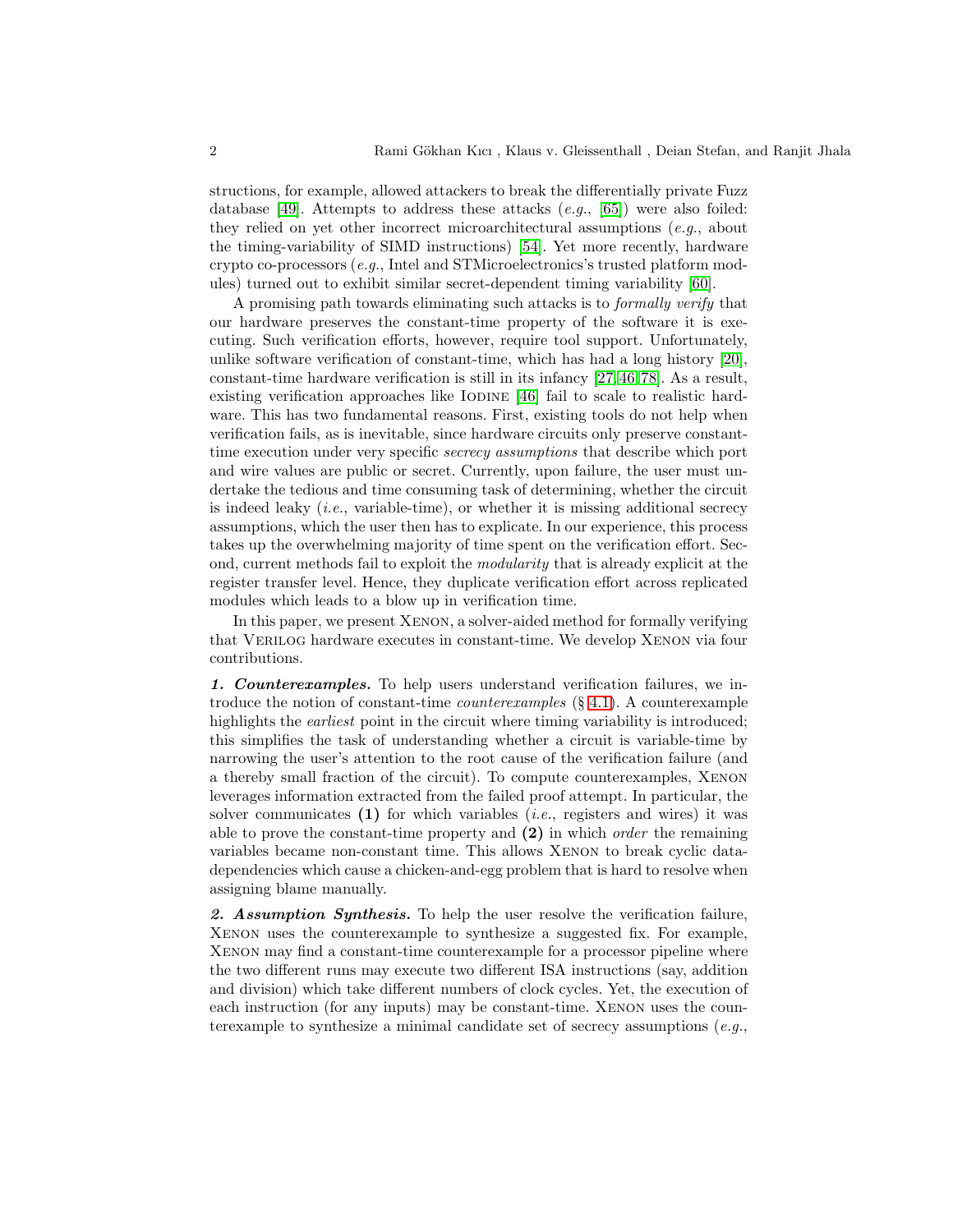structions, for example, allowed attackers to break the differentially private Fuzz database [49]. Attempts to address these attacks (*e.g.*, [65]) were also foiled: they relied on yet other incorrect microarchitectural assumptions (*e.g.*, about the timing-variability of SIMD instructions) [54]. Yet more recently, hardware crypto co-processors (*e.g.*, Intel and STMicroelectronics's trusted platform modules) turned out to exhibit similar secret-dependent timing variability [60].

A promising path towards eliminating such attacks is to *formally verify* that our hardware preserves the constant-time property of the software it is executing. Such verification efforts, however, require tool support. Unfortunately, unlike software verification of constant-time, which has had a long history [20], constant-time hardware verification is still in its infancy [27,46,78]. As a result, existing verification approaches like Iodine [46] fail to scale to realistic hardware. This has two fundamental reasons. First, existing tools do not help when verification fails, as is inevitable, since hardware circuits only preserve constant-time execution under very specific *secrecy assumptions* that describe which port and wire values are public or secret. Currently, upon failure, the user must undertake the tedious and time consuming task of determining, whether the circuit is indeed leaky (*i.e.*, variable-time), or whether it is missing additional secrecy assumptions, which the user then has to explicate. In our experience, this process takes up the overwhelming majority of time spent on the verification effort. Second, current methods fail to exploit the *modularity* that is already explicit at the register transfer level. Hence, they duplicate verification effort across replicated modules which leads to a blow up in verification time.

In this paper, we present Xenon, a solver-aided method for formally verifying that Verilog hardware executes in constant-time. We develop Xenon via four contributions.

***1. Counterexamples.*** To help users understand verification failures, we introduce the notion of constant-time *counterexamples* (§ 4.1). A counterexample highlights the *earliest* point in the circuit where timing variability is introduced; this simplifies the task of understanding whether a circuit is variable-time by narrowing the user's attention to the root cause of the verification failure (and a thereby small fraction of the circuit). To compute counterexamples, Xenon leverages information extracted from the failed proof attempt. In particular, the solver communicates **(1)** for which variables (*i.e.*, registers and wires) it was able to prove the constant-time property and **(2)** in which *order* the remaining variables became non-constant time. This allows Xenon to break cyclic data-dependencies which cause a chicken-and-egg problem that is hard to resolve when assigning blame manually.

***2. Assumption Synthesis.*** To help the user resolve the verification failure, Xenon uses the counterexample to synthesize a suggested fix. For example, Xenon may find a constant-time counterexample for a processor pipeline where the two different runs may execute two different ISA instructions (say, addition and division) which take different numbers of clock cycles. Yet, the execution of each instruction (for any inputs) may be constant-time. Xenon uses the counterexample to synthesize a minimal candidate set of secrecy assumptions (*e.g.*,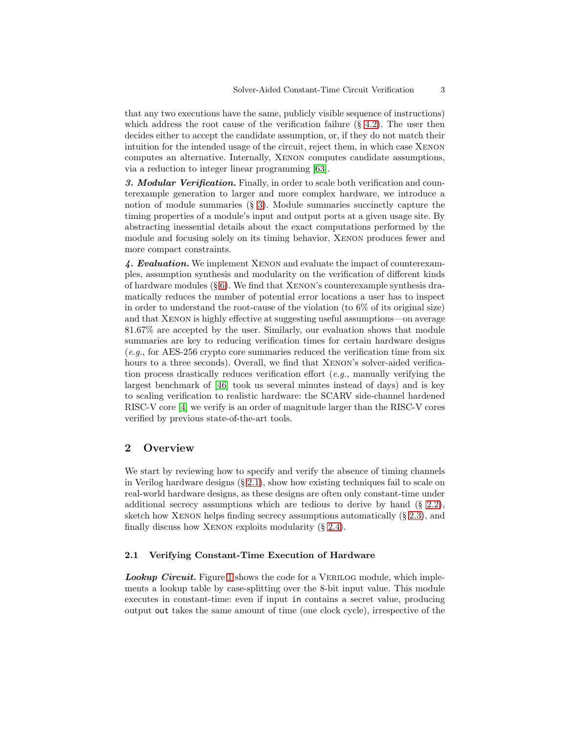that any two executions have the same, publicly visible sequence of instructions) which address the root cause of the verification failure (§ 4.2). The user then decides either to accept the candidate assumption, or, if they do not match their intuition for the intended usage of the circuit, reject them, in which case Xenon computes an alternative. Internally, Xenon computes candidate assumptions, via a reduction to integer linear programming [63].

***3. Modular Verification.*** Finally, in order to scale both verification and counterexample generation to larger and more complex hardware, we introduce a notion of module summaries (§ 3). Module summaries succinctly capture the timing properties of a module's input and output ports at a given usage site. By abstracting inessential details about the exact computations performed by the module and focusing solely on its timing behavior, Xenon produces fewer and more compact constraints.

***4. Evaluation.*** We implement Xenon and evaluate the impact of counterexamples, assumption synthesis and modularity on the verification of different kinds of hardware modules (§ 6). We find that Xenon's counterexample synthesis dramatically reduces the number of potential error locations a user has to inspect in order to understand the root-cause of the violation (to 6% of its original size) and that Xenon is highly effective at suggesting useful assumptions—on average 81.67% are accepted by the user. Similarly, our evaluation shows that module summaries are key to reducing verification times for certain hardware designs (*e.g.*, for AES-256 crypto core summaries reduced the verification time from six hours to a three seconds). Overall, we find that Xenon's solver-aided verification process drastically reduces verification effort (*e.g.*, manually verifying the largest benchmark of [46] took us several minutes instead of days) and is key to scaling verification to realistic hardware: the SCARV side-channel hardened RISC-V core [4] we verify is an order of magnitude larger than the RISC-V cores verified by previous state-of-the-art tools.

## 2 Overview

We start by reviewing how to specify and verify the absence of timing channels in Verilog hardware designs (§ 2.1), show how existing techniques fail to scale on real-world hardware designs, as these designs are often only constant-time under additional secrecy assumptions which are tedious to derive by hand (§ 2.2), sketch how Xenon helps finding secrecy assumptions automatically (§ 2.3), and finally discuss how Xenon exploits modularity (§ 2.4).

### 2.1 Verifying Constant-Time Execution of Hardware

***Lookup Circuit.*** Figure 1 shows the code for a Verilog module, which implements a lookup table by case-splitting over the 8-bit input value. This module executes in constant-time: even if input `in` contains a secret value, producing output `out` takes the same amount of time (one clock cycle), irrespective of the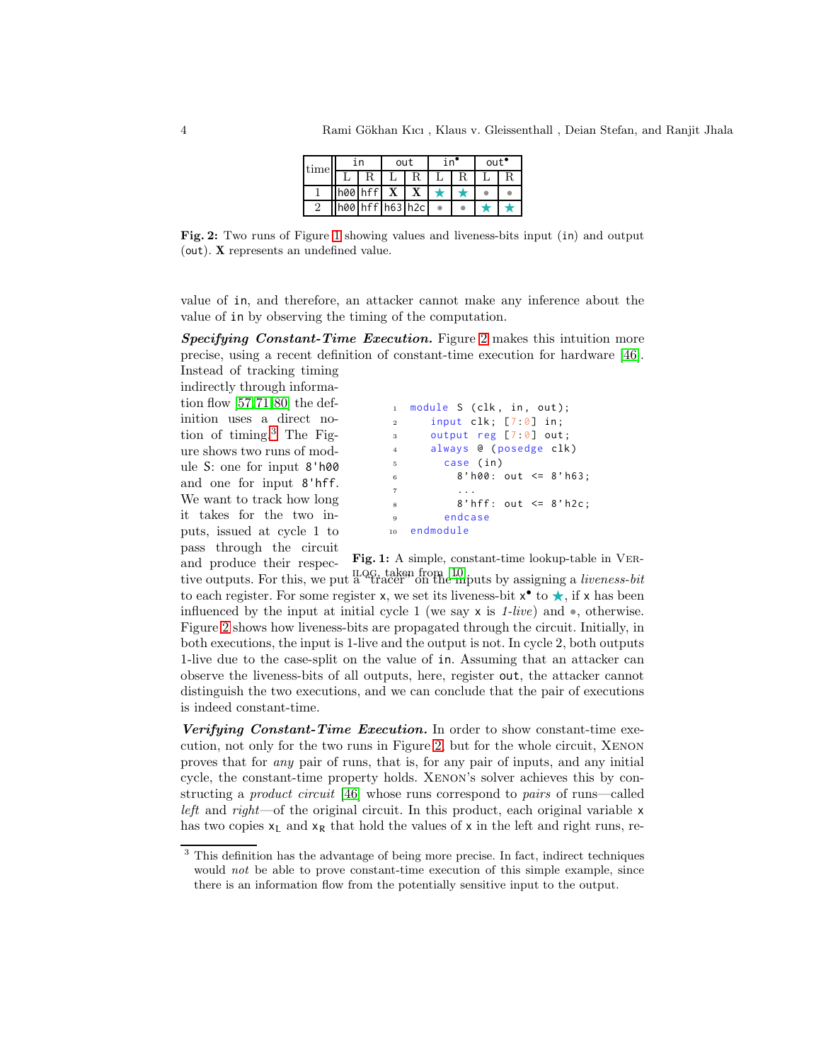| time | in | | out | | in$^\bullet$ | | out$^\bullet$ | |
|---|---|---|---|---|---|---|---|---|
| | L | R | L | R | L | R | L | R |
| 1 | h00 | hff | **X** | **X** | ★ | ★ | • | • |
| 2 | h00 | hff | h63 | h2c | • | • | ★ | ★ |

**Fig. 2:** Two runs of Figure 1 showing values and liveness-bits input (in) and output (out). **X** represents an undefined value.

value of in, and therefore, an attacker cannot make any inference about the value of in by observing the timing of the computation.

***Specifying Constant-Time Execution.*** Figure 2 makes this intuition more precise, using a recent definition of constant-time execution for hardware [46]. Instead of tracking timing indirectly through information flow [57,71,80] the definition uses a direct notion of timing.[3] The Figure shows two runs of module S: one for input 8'h00 and one for input 8'hff. We want to track how long it takes for the two inputs, issued at cycle 1 to pass through the circuit and produce their respective outputs. For this, we put a "tracer" on the inputs by assigning a *liveness-bit* to each register. For some register x, we set its liveness-bit $x^\bullet$ to ★, if x has been influenced by the input at initial cycle 1 (we say x is *1-live*) and •, otherwise. Figure 2 shows how liveness-bits are propagated through the circuit. Initially, in both executions, the input is 1-live and the output is not. In cycle 2, both outputs 1-live due to the case-split on the value of in. Assuming that an attacker can observe the liveness-bits of all outputs, here, register out, the attacker cannot distinguish the two executions, and we can conclude that the pair of executions is indeed constant-time.

```
1  module S (clk, in, out);
2    input clk; [7:0] in;
3    output reg [7:0] out;
4    always @ (posedge clk)
5      case (in)
6        8'h00: out <= 8'h63;
7        ...
8        8'hff: out <= 8'h2c;
9      endcase
10 endmodule
```

**Fig. 1:** A simple, constant-time lookup-table in Verilog, taken from [10].

***Verifying Constant-Time Execution.*** In order to show constant-time execution, not only for the two runs in Figure 2, but for the whole circuit, Xenon proves that for *any* pair of runs, that is, for any pair of inputs, and any initial cycle, the constant-time property holds. Xenon's solver achieves this by constructing a *product circuit* [46] whose runs correspond to *pairs* of runs—called *left* and *right*—of the original circuit. In this product, each original variable x has two copies $x_L$ and $x_R$ that hold the values of x in the left and right runs, re-

[3] This definition has the advantage of being more precise. In fact, indirect techniques would *not* be able to prove constant-time execution of this simple example, since there is an information flow from the potentially sensitive input to the output.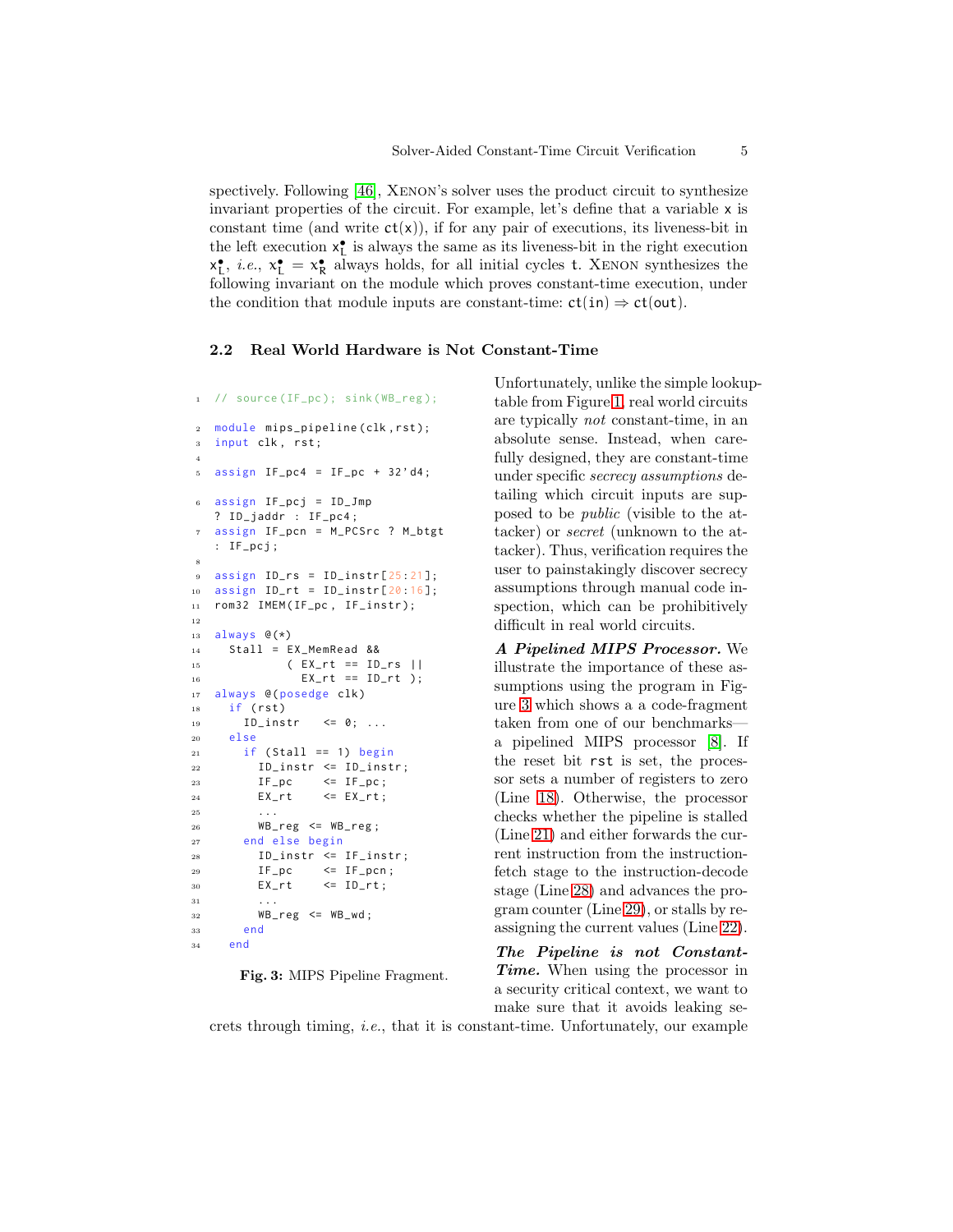spectively. Following [46], XENON's solver uses the product circuit to synthesize invariant properties of the circuit. For example, let's define that a variable x is constant time (and write ct(x)), if for any pair of executions, its liveness-bit in the left execution $x^\bullet_L$ is always the same as its liveness-bit in the right execution $x^\bullet_L$, *i.e.*, $x^\bullet_L = x^\bullet_R$ always holds, for all initial cycles t. XENON synthesizes the following invariant on the module which proves constant-time execution, under the condition that module inputs are constant-time: $\text{ct}(\text{in}) \Rightarrow \text{ct}(\text{out})$.

### 2.2 Real World Hardware is Not Constant-Time

```
1  // source(IF_pc); sink(WB_reg);

2  module mips_pipeline(clk,rst);
3  input clk, rst;
4
5  assign IF_pc4 = IF_pc + 32'd4;

6  assign IF_pcj = ID_Jmp
   ? ID_jaddr : IF_pc4;
7  assign IF_pcn = M_PCSrc ? M_btgt
   : IF_pcj;
8
9  assign ID_rs = ID_instr[25:21];
10 assign ID_rt = ID_instr[20:16];
11 rom32 IMEM(IF_pc, IF_instr);
12
13 always @(*)
14   Stall = EX_MemRead &&
15           ( EX_rt == ID_rs ||
16             EX_rt == ID_rt );
17 always @(posedge clk)
18   if (rst)
19     ID_instr   <= 0; ...
20   else
21     if (Stall == 1) begin
22       ID_instr <= ID_instr;
23       IF_pc    <= IF_pc;
24       EX_rt    <= EX_rt;
25       ...
26       WB_reg  <= WB_reg;
27     end else begin
28       ID_instr <= IF_instr;
29       IF_pc    <= IF_pcn;
30       EX_rt    <= ID_rt;
31       ...
32       WB_reg  <= WB_wd;
33     end
34   end
```

**Fig. 3:** MIPS Pipeline Fragment.

Unfortunately, unlike the simple lookup-table from Figure 1, real world circuits are typically *not* constant-time, in an absolute sense. Instead, when carefully designed, they are constant-time under specific *secrecy assumptions* detailing which circuit inputs are supposed to be *public* (visible to the attacker) or *secret* (unknown to the attacker). Thus, verification requires the user to painstakingly discover secrecy assumptions through manual code inspection, which can be prohibitively difficult in real world circuits.

***A Pipelined MIPS Processor.*** We illustrate the importance of these assumptions using the program in Figure 3 which shows a a code-fragment taken from one of our benchmarks—a pipelined MIPS processor [8]. If the reset bit rst is set, the processor sets a number of registers to zero (Line 18). Otherwise, the processor checks whether the pipeline is stalled (Line 21) and either forwards the current instruction from the instruction-fetch stage to the instruction-decode stage (Line 28) and advances the program counter (Line 29), or stalls by reassigning the current values (Line 22).

***The Pipeline is not Constant-Time.*** When using the processor in a security critical context, we want to make sure that it avoids leaking secrets through timing, *i.e.*, that it is constant-time. Unfortunately, our example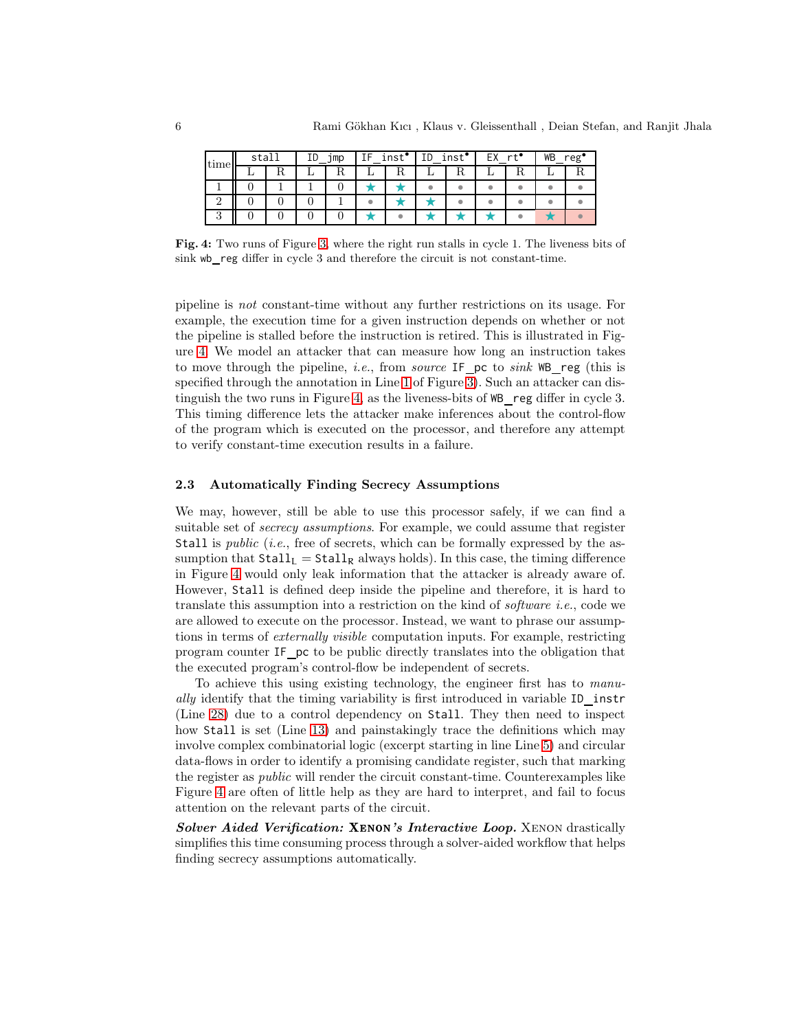| time | stall | | ID_jmp | | IF_inst• | | ID_inst• | | EX_rt• | | WB_reg• | |
|---|---|---|---|---|---|---|---|---|---|---|---|---|
| | L | R | L | R | L | R | L | R | L | R | L | R |
| 1 | 0 | 1 | 1 | 0 | ★ | ★ | • | • | • | • | • | • |
| 2 | 0 | 0 | 0 | 1 | • | ★ | ★ | • | • | • | • | • |
| 3 | 0 | 0 | 0 | 0 | ★ | • | ★ | ★ | ★ | • | ★ | • |

**Fig. 4:** Two runs of Figure 3, where the right run stalls in cycle 1. The liveness bits of sink `wb_reg` differ in cycle 3 and therefore the circuit is not constant-time.

pipeline is *not* constant-time without any further restrictions on its usage. For example, the execution time for a given instruction depends on whether or not the pipeline is stalled before the instruction is retired. This is illustrated in Figure 4. We model an attacker that can measure how long an instruction takes to move through the pipeline, *i.e.*, from *source* `IF_pc` to *sink* `WB_reg` (this is specified through the annotation in Line 1 of Figure 3). Such an attacker can distinguish the two runs in Figure 4, as the liveness-bits of `WB_reg` differ in cycle 3. This timing difference lets the attacker make inferences about the control-flow of the program which is executed on the processor, and therefore any attempt to verify constant-time execution results in a failure.

### 2.3 Automatically Finding Secrecy Assumptions

We may, however, still be able to use this processor safely, if we can find a suitable set of *secrecy assumptions*. For example, we could assume that register `Stall` is *public* (*i.e.*, free of secrets, which can be formally expressed by the assumption that $\texttt{Stall}_\texttt{L} = \texttt{Stall}_\texttt{R}$ always holds). In this case, the timing difference in Figure 4 would only leak information that the attacker is already aware of. However, `Stall` is defined deep inside the pipeline and therefore, it is hard to translate this assumption into a restriction on the kind of *software i.e.*, code we are allowed to execute on the processor. Instead, we want to phrase our assumptions in terms of *externally visible* computation inputs. For example, restricting program counter `IF_pc` to be public directly translates into the obligation that the executed program's control-flow be independent of secrets.

To achieve this using existing technology, the engineer first has to *manually* identify that the timing variability is first introduced in variable `ID_instr` (Line 28) due to a control dependency on `Stall`. They then need to inspect how `Stall` is set (Line 13) and painstakingly trace the definitions which may involve complex combinatorial logic (excerpt starting in line Line 5) and circular data-flows in order to identify a promising candidate register, such that marking the register as *public* will render the circuit constant-time. Counterexamples like Figure 4 are often of little help as they are hard to interpret, and fail to focus attention on the relevant parts of the circuit.

***Solver Aided Verification:* XENON*'s Interactive Loop.*** XENON drastically simplifies this time consuming process through a solver-aided workflow that helps finding secrecy assumptions automatically.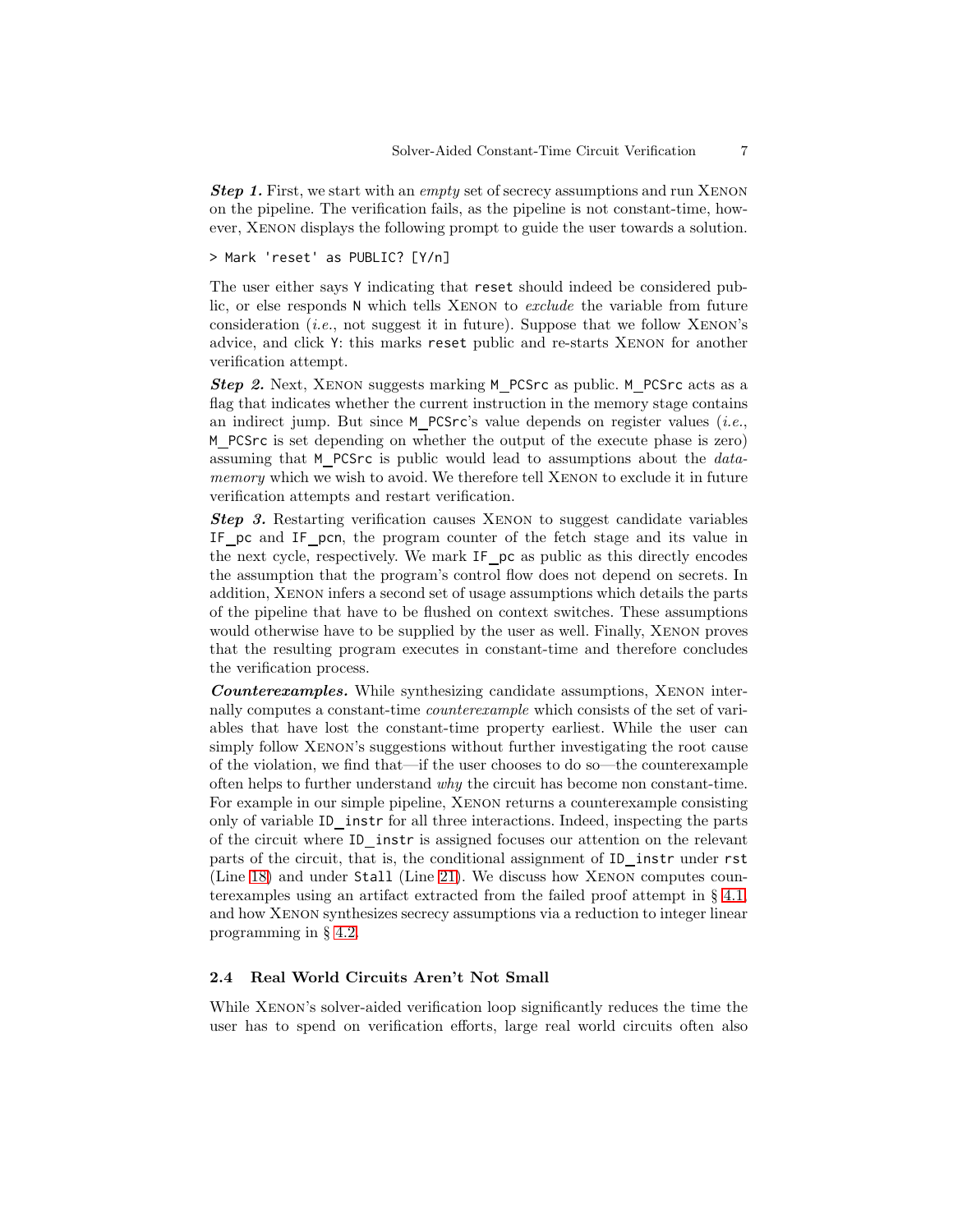***Step 1.*** First, we start with an *empty* set of secrecy assumptions and run XENON on the pipeline. The verification fails, as the pipeline is not constant-time, however, XENON displays the following prompt to guide the user towards a solution.

```
> Mark 'reset' as PUBLIC? [Y/n]
```

The user either says `Y` indicating that `reset` should indeed be considered public, or else responds `N` which tells XENON to *exclude* the variable from future consideration (*i.e.*, not suggest it in future). Suppose that we follow XENON's advice, and click `Y`: this marks `reset` public and re-starts XENON for another verification attempt.

***Step 2.*** Next, XENON suggests marking `M_PCSrc` as public. `M_PCSrc` acts as a flag that indicates whether the current instruction in the memory stage contains an indirect jump. But since `M_PCSrc`'s value depends on register values (*i.e.*, `M_PCSrc` is set depending on whether the output of the execute phase is zero) assuming that `M_PCSrc` is public would lead to assumptions about the *data-memory* which we wish to avoid. We therefore tell XENON to exclude it in future verification attempts and restart verification.

***Step 3.*** Restarting verification causes XENON to suggest candidate variables `IF_pc` and `IF_pcn`, the program counter of the fetch stage and its value in the next cycle, respectively. We mark `IF_pc` as public as this directly encodes the assumption that the program's control flow does not depend on secrets. In addition, XENON infers a second set of usage assumptions which details the parts of the pipeline that have to be flushed on context switches. These assumptions would otherwise have to be supplied by the user as well. Finally, XENON proves that the resulting program executes in constant-time and therefore concludes the verification process.

***Counterexamples.*** While synthesizing candidate assumptions, XENON internally computes a constant-time *counterexample* which consists of the set of variables that have lost the constant-time property earliest. While the user can simply follow XENON's suggestions without further investigating the root cause of the violation, we find that—if the user chooses to do so—the counterexample often helps to further understand *why* the circuit has become non constant-time. For example in our simple pipeline, XENON returns a counterexample consisting only of variable `ID_instr` for all three interactions. Indeed, inspecting the parts of the circuit where `ID_instr` is assigned focuses our attention on the relevant parts of the circuit, that is, the conditional assignment of `ID_instr` under `rst` (Line 18) and under `Stall` (Line 21). We discuss how XENON computes counterexamples using an artifact extracted from the failed proof attempt in § 4.1, and how XENON synthesizes secrecy assumptions via a reduction to integer linear programming in § 4.2.

### 2.4 Real World Circuits Aren't Not Small

While XENON's solver-aided verification loop significantly reduces the time the user has to spend on verification efforts, large real world circuits often also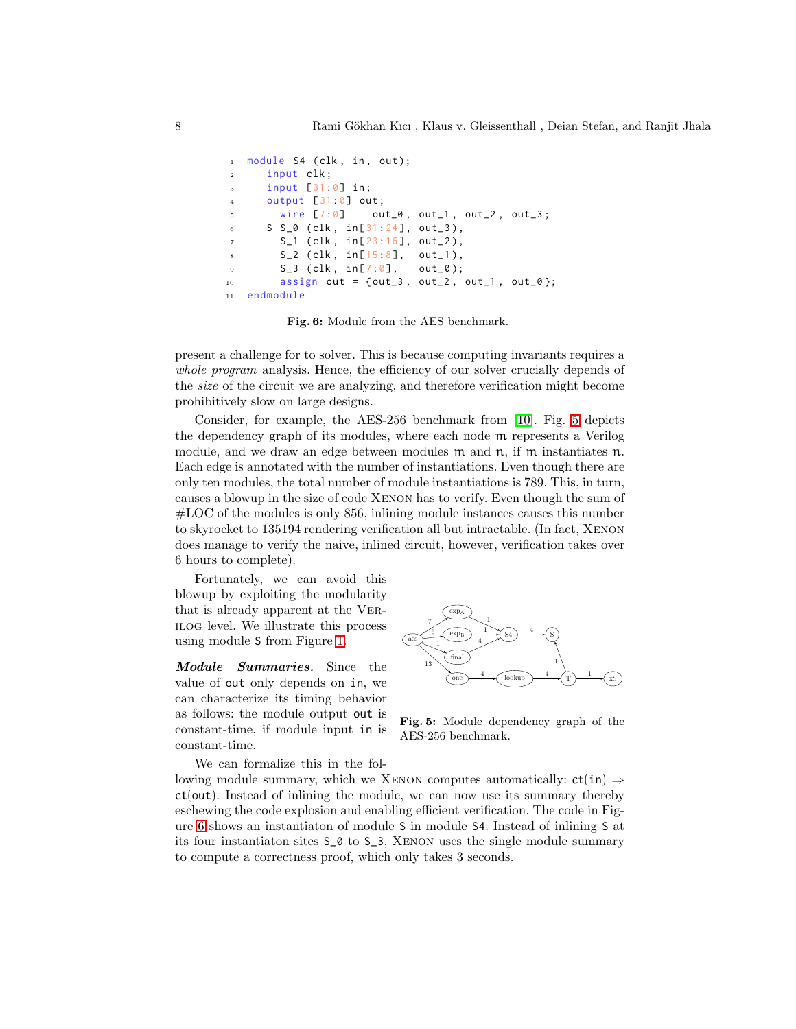```
module S4 (clk, in, out);
  input clk;
  input [31:0] in;
  output [31:0] out;
    wire [7:0]    out_0, out_1, out_2, out_3;
  S S_0 (clk, in[31:24], out_3),
    S_1 (clk, in[23:16], out_2),
    S_2 (clk, in[15:8],  out_1),
    S_3 (clk, in[7:0],   out_0);
    assign out = {out_3, out_2, out_1, out_0};
endmodule
```

**Fig. 6:** Module from the AES benchmark.

present a challenge for to solver. This is because computing invariants requires a *whole program* analysis. Hence, the efficiency of our solver crucially depends of the *size* of the circuit we are analyzing, and therefore verification might become prohibitively slow on large designs.

Consider, for example, the AES-256 benchmark from [10]. Fig. 5 depicts the dependency graph of its modules, where each node $m$ represents a Verilog module, and we draw an edge between modules $m$ and $n$, if $m$ instantiates $n$. Each edge is annotated with the number of instantiations. Even though there are only ten modules, the total number of module instantiations is 789. This, in turn, causes a blowup in the size of code Xenon has to verify. Even though the sum of #LOC of the modules is only 856, inlining module instances causes this number to skyrocket to 135194 rendering verification all but intractable. (In fact, Xenon does manage to verify the naive, inlined circuit, however, verification takes over 6 hours to complete).

Fortunately, we can avoid this blowup by exploiting the modularity that is already apparent at the Verilog level. We illustrate this process using module S from Figure 1.

**Fig. 5:** Module dependency graph of the AES-256 benchmark.

***Module Summaries.*** Since the value of out only depends on in, we can characterize its timing behavior as follows: the module output out is constant-time, if module input in is constant-time.

We can formalize this in the following module summary, which we Xenon computes automatically: $\mathsf{ct}(\mathsf{in}) \Rightarrow \mathsf{ct}(\mathsf{out})$. Instead of inlining the module, we can now use its summary thereby eschewing the code explosion and enabling efficient verification. The code in Figure 6 shows an instantiaton of module S in module S4. Instead of inlining S at its four instantiaton sites S_0 to S_3, Xenon uses the single module summary to compute a correctness proof, which only takes 3 seconds.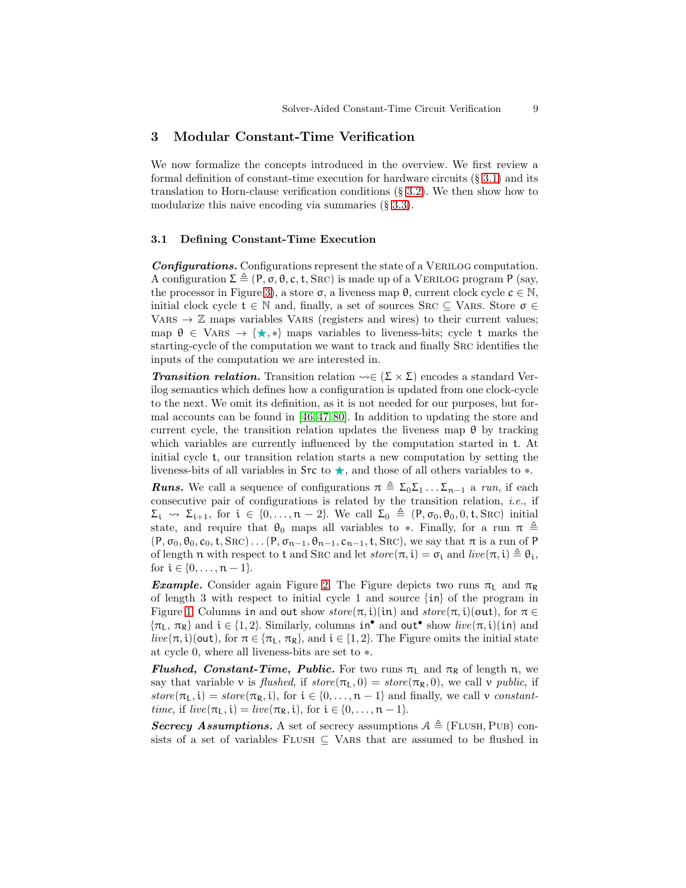## 3 Modular Constant-Time Verification

We now formalize the concepts introduced in the overview. We first review a formal definition of constant-time execution for hardware circuits (§ 3.1) and its translation to Horn-clause verification conditions (§ 3.2). We then show how to modularize this naive encoding via summaries (§ 3.3).

### 3.1 Defining Constant-Time Execution

***Configurations.*** Configurations represent the state of a VERILOG computation. A configuration $\Sigma \triangleq (\mathsf{P}, \sigma, \theta, \mathsf{c}, \mathsf{t}, \text{SRC})$ is made up of a VERILOG program $\mathsf{P}$ (say, the processor in Figure 3), a store $\sigma$, a liveness map $\theta$, current clock cycle $\mathsf{c} \in \mathbb{N}$, initial clock cycle $\mathsf{t} \in \mathbb{N}$ and, finally, a set of sources $\text{SRC} \subseteq \text{VARS}$. Store $\sigma \in \text{VARS} \rightarrow \mathbb{Z}$ maps variables $\text{VARS}$ (registers and wires) to their current values; map $\theta \in \text{VARS} \rightarrow \{\star, \bullet\}$ maps variables to liveness-bits; cycle $\mathsf{t}$ marks the starting-cycle of the computation we want to track and finally $\text{SRC}$ identifies the inputs of the computation we are interested in.

***Transition relation.*** Transition relation $\rightsquigarrow \in (\Sigma \times \Sigma)$ encodes a standard Verilog semantics which defines how a configuration is updated from one clock-cycle to the next. We omit its definition, as it is not needed for our purposes, but formal accounts can be found in [46,47,80]. In addition to updating the store and current cycle, the transition relation updates the liveness map $\theta$ by tracking which variables are currently influenced by the computation started in $\mathsf{t}$. At initial cycle $\mathsf{t}$, our transition relation starts a new computation by setting the liveness-bits of all variables in $\mathsf{Src}$ to $\star$, and those of all others variables to $\bullet$.

***Runs.*** We call a sequence of configurations $\pi \triangleq \Sigma_0 \Sigma_1 \dots \Sigma_{n-1}$ a *run*, if each consecutive pair of configurations is related by the transition relation, *i.e.*, if $\Sigma_i \rightsquigarrow \Sigma_{i+1}$, for $i \in \{0, \dots, n-2\}$. We call $\Sigma_0 \triangleq (\mathsf{P}, \sigma_0, \theta_0, 0, \mathsf{t}, \text{SRC})$ initial state, and require that $\theta_0$ maps all variables to $\bullet$. Finally, for a run $\pi \triangleq (\mathsf{P}, \sigma_0, \theta_0, \mathsf{c}_0, \mathsf{t}, \text{SRC}) \dots (\mathsf{P}, \sigma_{n-1}, \theta_{n-1}, \mathsf{c}_{n-1}, \mathsf{t}, \text{SRC})$, we say that $\pi$ is a run of $\mathsf{P}$ of length $n$ with respect to $\mathsf{t}$ and $\text{SRC}$ and let $\mathit{store}(\pi, i) = \sigma_i$ and $\mathit{live}(\pi, i) \triangleq \theta_i$, for $i \in \{0, \dots, n-1\}$.

***Example.*** Consider again Figure 2. The Figure depicts two runs $\pi_L$ and $\pi_R$ of length 3 with respect to initial cycle 1 and source $\{\mathtt{in}\}$ of the program in Figure 1. Columns `in` and `out` show $\mathit{store}(\pi, i)(\mathtt{in})$ and $\mathit{store}(\pi, i)(\mathtt{out})$, for $\pi \in \{\pi_L, \pi_R\}$ and $i \in \{1, 2\}$. Similarly, columns $\mathtt{in}^\bullet$ and $\mathtt{out}^\bullet$ show $\mathit{live}(\pi, i)(\mathtt{in})$ and $\mathit{live}(\pi, i)(\mathtt{out})$, for $\pi \in \{\pi_L, \pi_R\}$, and $i \in \{1, 2\}$. The Figure omits the initial state at cycle 0, where all liveness-bits are set to $\bullet$.

***Flushed, Constant-Time, Public.*** For two runs $\pi_L$ and $\pi_R$ of length $n$, we say that variable $v$ is *flushed*, if $\mathit{store}(\pi_L, 0) = \mathit{store}(\pi_R, 0)$, we call $v$ *public*, if $\mathit{store}(\pi_L, i) = \mathit{store}(\pi_R, i)$, for $i \in \{0, \dots, n-1\}$ and finally, we call $v$ *constant-time*, if $\mathit{live}(\pi_L, i) = \mathit{live}(\pi_R, i)$, for $i \in \{0, \dots, n-1\}$.

***Secrecy Assumptions.*** A set of secrecy assumptions $\mathcal{A} \triangleq (\text{FLUSH}, \text{PUB})$ consists of a set of variables $\text{FLUSH} \subseteq \text{VARS}$ that are assumed to be flushed in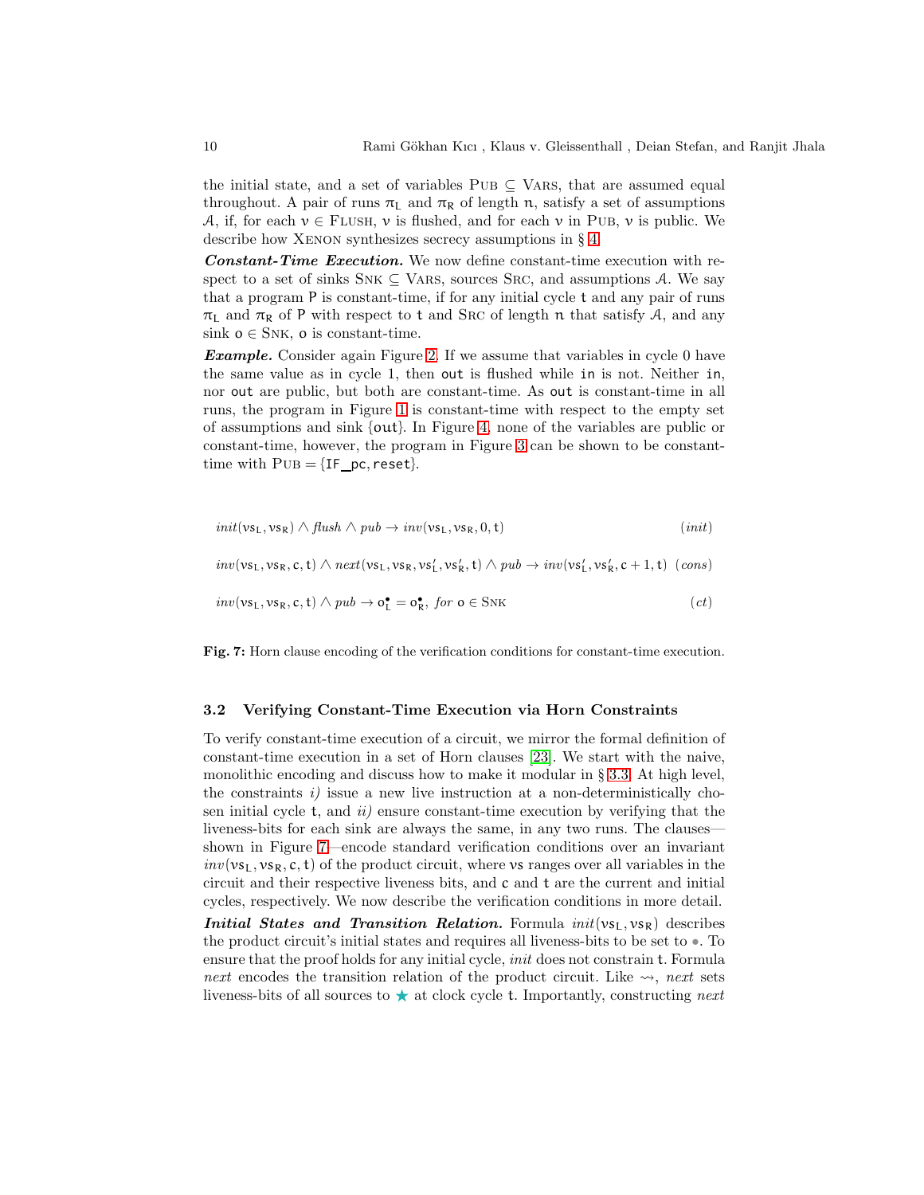the initial state, and a set of variables $\textsc{Pub} \subseteq \textsc{Vars}$, that are assumed equal throughout. A pair of runs $\pi_L$ and $\pi_R$ of length $n$, satisfy a set of assumptions $\mathcal{A}$, if, for each $v \in \textsc{Flush}$, $v$ is flushed, and for each $v$ in $\textsc{Pub}$, $v$ is public. We describe how Xenon synthesizes secrecy assumptions in § 4.

***Constant-Time Execution.*** We now define constant-time execution with respect to a set of sinks $\textsc{Snk} \subseteq \textsc{Vars}$, sources $\textsc{Src}$, and assumptions $\mathcal{A}$. We say that a program $P$ is constant-time, if for any initial cycle $t$ and any pair of runs $\pi_L$ and $\pi_R$ of $P$ with respect to $t$ and $\textsc{Src}$ of length $n$ that satisfy $\mathcal{A}$, and any sink $o \in \textsc{Snk}$, $o$ is constant-time.

***Example.*** Consider again Figure 2. If we assume that variables in cycle 0 have the same value as in cycle 1, then `out` is flushed while `in` is not. Neither `in`, nor `out` are public, but both are constant-time. As `out` is constant-time in all runs, the program in Figure 1 is constant-time with respect to the empty set of assumptions and sink {`out`}. In Figure 4, none of the variables are public or constant-time, however, the program in Figure 3 can be shown to be constant-time with $\textsc{Pub} = \{$`IF_pc`, `reset`$\}$.

$$\mathit{init}(vs_L, vs_R) \wedge \mathit{flush} \wedge \mathit{pub} \rightarrow \mathit{inv}(vs_L, vs_R, 0, t) \qquad (\mathit{init})$$

$$\mathit{inv}(vs_L, vs_R, c, t) \wedge \mathit{next}(vs_L, vs_R, vs'_L, vs'_R, t) \wedge \mathit{pub} \rightarrow \mathit{inv}(vs'_L, vs'_R, c+1, t) \quad (\mathit{cons})$$

$$\mathit{inv}(vs_L, vs_R, c, t) \wedge \mathit{pub} \rightarrow o^{\bullet}_L = o^{\bullet}_R, \ \mathit{for}\ o \in \textsc{Snk} \qquad (\mathit{ct})$$

**Fig. 7:** Horn clause encoding of the verification conditions for constant-time execution.

### 3.2 Verifying Constant-Time Execution via Horn Constraints

To verify constant-time execution of a circuit, we mirror the formal definition of constant-time execution in a set of Horn clauses [23]. We start with the naive, monolithic encoding and discuss how to make it modular in § 3.3. At high level, the constraints *i)* issue a new live instruction at a non-deterministically chosen initial cycle $t$, and *ii)* ensure constant-time execution by verifying that the liveness-bits for each sink are always the same, in any two runs. The clauses—shown in Figure 7—encode standard verification conditions over an invariant $\mathit{inv}(vs_L, vs_R, c, t)$ of the product circuit, where $vs$ ranges over all variables in the circuit and their respective liveness bits, and $c$ and $t$ are the current and initial cycles, respectively. We now describe the verification conditions in more detail.

***Initial States and Transition Relation.*** Formula $\mathit{init}(vs_L, vs_R)$ describes the product circuit's initial states and requires all liveness-bits to be set to $\bullet$. To ensure that the proof holds for any initial cycle, *init* does not constrain $t$. Formula *next* encodes the transition relation of the product circuit. Like $\rightsquigarrow$, *next* sets liveness-bits of all sources to $\star$ at clock cycle $t$. Importantly, constructing *next*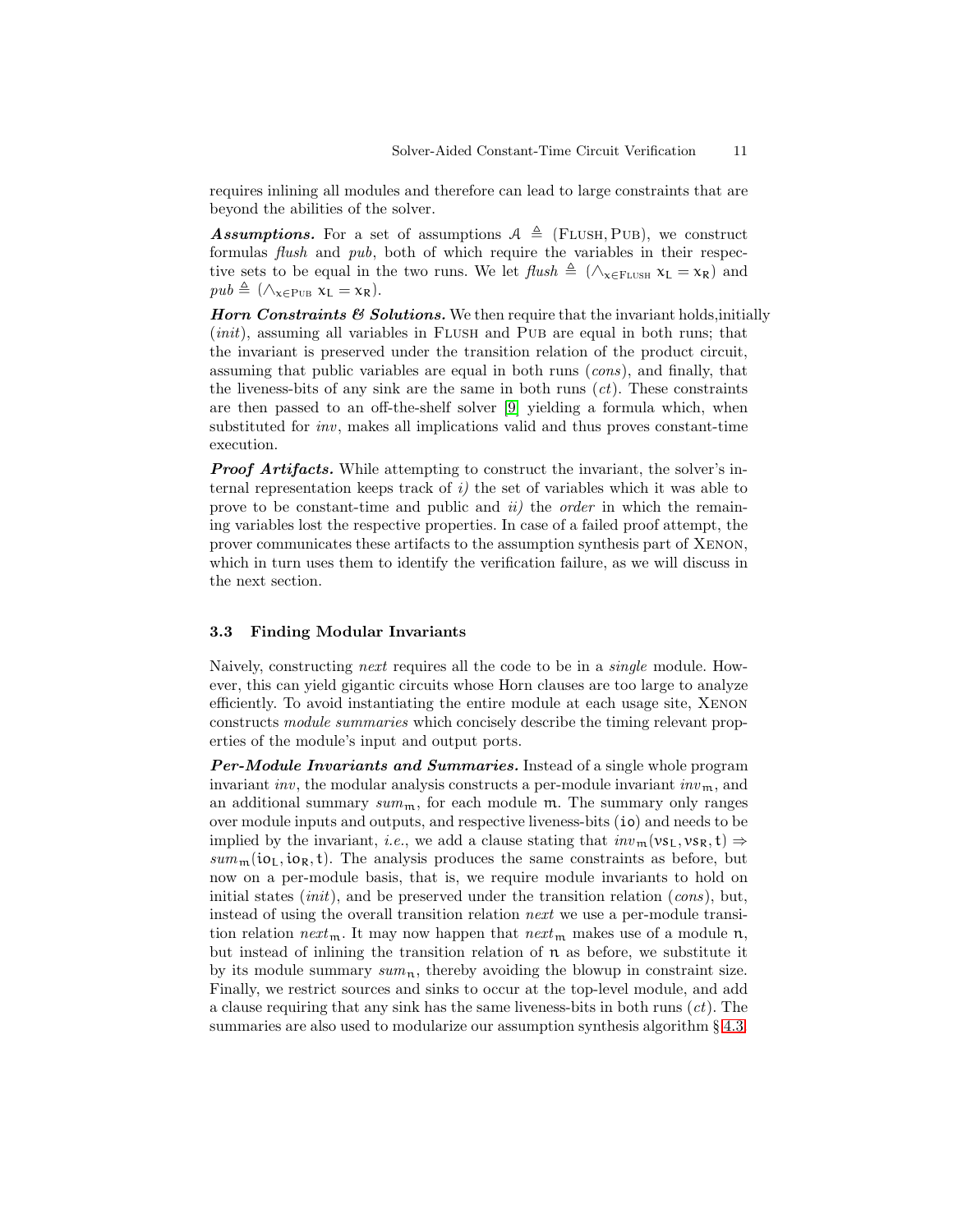requires inlining all modules and therefore can lead to large constraints that are beyond the abilities of the solver.

***Assumptions.*** For a set of assumptions $\mathcal{A} \triangleq (\text{FLUSH}, \text{PUB})$, we construct formulas *flush* and *pub*, both of which require the variables in their respective sets to be equal in the two runs. We let $\mathit{flush} \triangleq (\wedge_{\mathsf{x} \in \text{FLUSH}}\ \mathsf{x}_\mathsf{L} = \mathsf{x}_\mathsf{R})$ and $\mathit{pub} \triangleq (\wedge_{\mathsf{x} \in \text{PUB}}\ \mathsf{x}_\mathsf{L} = \mathsf{x}_\mathsf{R})$.

***Horn Constraints & Solutions.*** We then require that the invariant holds,initially (*init*), assuming all variables in FLUSH and PUB are equal in both runs; that the invariant is preserved under the transition relation of the product circuit, assuming that public variables are equal in both runs (*cons*), and finally, that the liveness-bits of any sink are the same in both runs (*ct*). These constraints are then passed to an off-the-shelf solver [9] yielding a formula which, when substituted for *inv*, makes all implications valid and thus proves constant-time execution.

***Proof Artifacts.*** While attempting to construct the invariant, the solver's internal representation keeps track of *i)* the set of variables which it was able to prove to be constant-time and public and *ii)* the *order* in which the remaining variables lost the respective properties. In case of a failed proof attempt, the prover communicates these artifacts to the assumption synthesis part of XENON, which in turn uses them to identify the verification failure, as we will discuss in the next section.

### 3.3 Finding Modular Invariants

Naively, constructing *next* requires all the code to be in a *single* module. However, this can yield gigantic circuits whose Horn clauses are too large to analyze efficiently. To avoid instantiating the entire module at each usage site, XENON constructs *module summaries* which concisely describe the timing relevant properties of the module's input and output ports.

***Per-Module Invariants and Summaries.*** Instead of a single whole program invariant *inv*, the modular analysis constructs a per-module invariant $\mathit{inv}_\mathsf{m}$, and an additional summary $\mathit{sum}_\mathsf{m}$, for each module $\mathsf{m}$. The summary only ranges over module inputs and outputs, and respective liveness-bits ($\mathsf{io}$) and needs to be implied by the invariant, *i.e.*, we add a clause stating that $\mathit{inv}_\mathsf{m}(\mathsf{vs}_\mathsf{L}, \mathsf{vs}_\mathsf{R}, \mathsf{t}) \Rightarrow \mathit{sum}_\mathsf{m}(\mathsf{io}_\mathsf{L}, \mathsf{io}_\mathsf{R}, \mathsf{t})$. The analysis produces the same constraints as before, but now on a per-module basis, that is, we require module invariants to hold on initial states (*init*), and be preserved under the transition relation (*cons*), but, instead of using the overall transition relation *next* we use a per-module transition relation $\mathit{next}_\mathsf{m}$. It may now happen that $\mathit{next}_\mathsf{m}$ makes use of a module $\mathsf{n}$, but instead of inlining the transition relation of $\mathsf{n}$ as before, we substitute it by its module summary $\mathit{sum}_\mathsf{n}$, thereby avoiding the blowup in constraint size. Finally, we restrict sources and sinks to occur at the top-level module, and add a clause requiring that any sink has the same liveness-bits in both runs (*ct*). The summaries are also used to modularize our assumption synthesis algorithm § 4.3.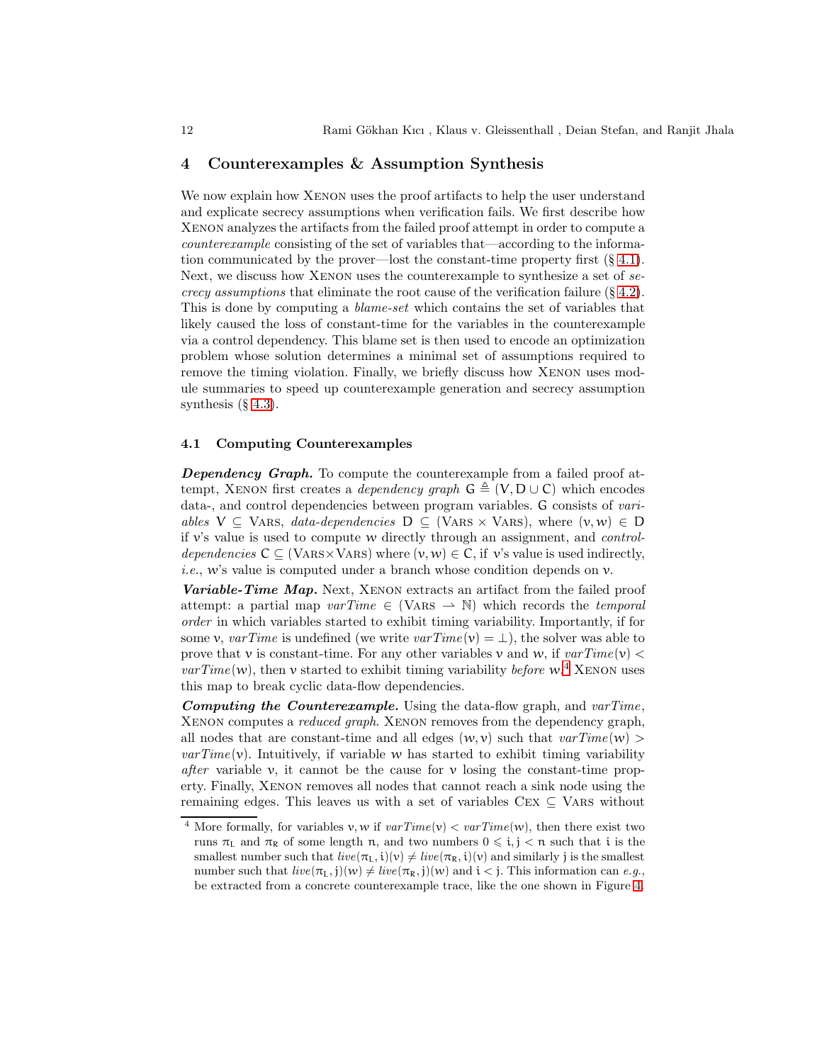## 4 Counterexamples & Assumption Synthesis

We now explain how Xenon uses the proof artifacts to help the user understand and explicate secrecy assumptions when verification fails. We first describe how Xenon analyzes the artifacts from the failed proof attempt in order to compute a *counterexample* consisting of the set of variables that—according to the information communicated by the prover—lost the constant-time property first (§ 4.1). Next, we discuss how Xenon uses the counterexample to synthesize a set of *secrecy assumptions* that eliminate the root cause of the verification failure (§ 4.2). This is done by computing a *blame-set* which contains the set of variables that likely caused the loss of constant-time for the variables in the counterexample via a control dependency. This blame set is then used to encode an optimization problem whose solution determines a minimal set of assumptions required to remove the timing violation. Finally, we briefly discuss how Xenon uses module summaries to speed up counterexample generation and secrecy assumption synthesis (§ 4.3).

### 4.1 Computing Counterexamples

***Dependency Graph.*** To compute the counterexample from a failed proof attempt, Xenon first creates a *dependency graph* $\mathsf{G} \triangleq (\mathsf{V}, \mathsf{D} \cup \mathsf{C})$ which encodes data-, and control dependencies between program variables. $\mathsf{G}$ consists of *variables* $\mathsf{V} \subseteq \textsc{Vars}$, *data-dependencies* $\mathsf{D} \subseteq (\textsc{Vars} \times \textsc{Vars})$, where $(v, w) \in \mathsf{D}$ if $v$'s value is used to compute $w$ directly through an assignment, and *control-dependencies* $\mathsf{C} \subseteq (\textsc{Vars} \times \textsc{Vars})$ where $(v, w) \in \mathsf{C}$, if $v$'s value is used indirectly, *i.e.*, $w$'s value is computed under a branch whose condition depends on $v$.

***Variable-Time Map.*** Next, Xenon extracts an artifact from the failed proof attempt: a partial map $\mathit{varTime} \in (\textsc{Vars} \rightharpoonup \mathbb{N})$ which records the *temporal order* in which variables started to exhibit timing variability. Importantly, if for some $v$, $\mathit{varTime}$ is undefined (we write $\mathit{varTime}(v) = \bot$), the solver was able to prove that $v$ is constant-time. For any other variables $v$ and $w$, if $\mathit{varTime}(v) < \mathit{varTime}(w)$, then $v$ started to exhibit timing variability *before* $w$.[4] Xenon uses this map to break cyclic data-flow dependencies.

***Computing the Counterexample.*** Using the data-flow graph, and $\mathit{varTime}$, Xenon computes a *reduced graph*. Xenon removes from the dependency graph, all nodes that are constant-time and all edges $(w, v)$ such that $\mathit{varTime}(w) > \mathit{varTime}(v)$. Intuitively, if variable $w$ has started to exhibit timing variability *after* variable $v$, it cannot be the cause for $v$ losing the constant-time property. Finally, Xenon removes all nodes that cannot reach a sink node using the remaining edges. This leaves us with a set of variables $\textsc{Cex} \subseteq \textsc{Vars}$ without

[4] More formally, for variables $v, w$ if $\mathit{varTime}(v) < \mathit{varTime}(w)$, then there exist two runs $\pi_L$ and $\pi_R$ of some length $n$, and two numbers $0 \leqslant i, j < n$ such that $i$ is the smallest number such that $\mathit{live}(\pi_L, i)(v) \neq \mathit{live}(\pi_R, i)(v)$ and similarly $j$ is the smallest number such that $\mathit{live}(\pi_L, j)(w) \neq \mathit{live}(\pi_R, j)(w)$ and $i < j$. This information can *e.g.*, be extracted from a concrete counterexample trace, like the one shown in Figure 4.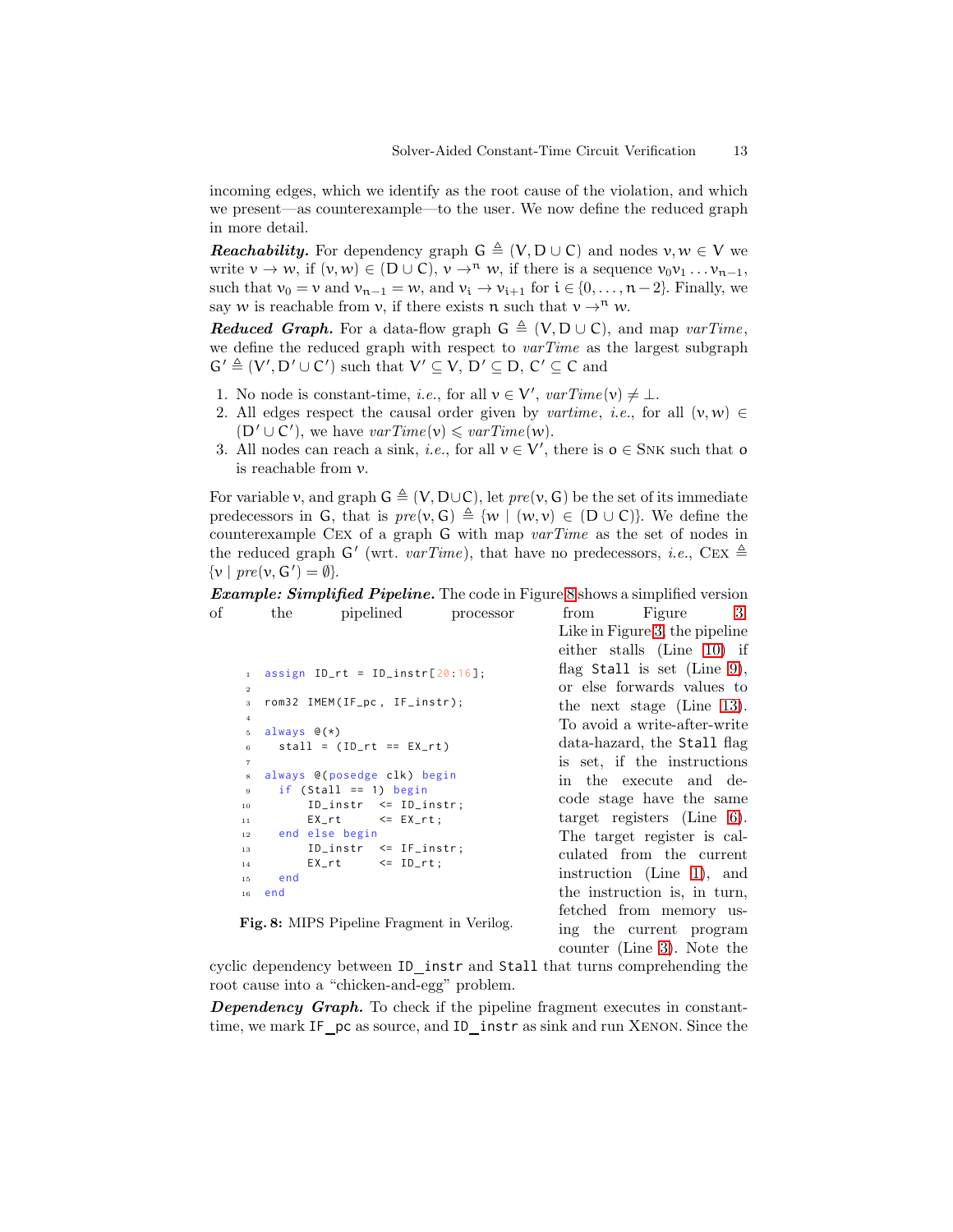incoming edges, which we identify as the root cause of the violation, and which we present—as counterexample—to the user. We now define the reduced graph in more detail.

***Reachability.*** For dependency graph $G \triangleq (V, D \cup C)$ and nodes $v, w \in V$ we write $v \to w$, if $(v, w) \in (D \cup C)$, $v \to^n w$, if there is a sequence $v_0 v_1 \dots v_{n-1}$, such that $v_0 = v$ and $v_{n-1} = w$, and $v_i \to v_{i+1}$ for $i \in \{0, \dots, n-2\}$. Finally, we say $w$ is reachable from $v$, if there exists $n$ such that $v \to^n w$.

***Reduced Graph.*** For a data-flow graph $G \triangleq (V, D \cup C)$, and map *varTime*, we define the reduced graph with respect to *varTime* as the largest subgraph $G' \triangleq (V', D' \cup C')$ such that $V' \subseteq V$, $D' \subseteq D$, $C' \subseteq C$ and

1. No node is constant-time, *i.e.*, for all $v \in V'$, $varTime(v) \neq \bot$.
2. All edges respect the causal order given by *vartime*, *i.e.*, for all $(v, w) \in (D' \cup C')$, we have $varTime(v) \leqslant varTime(w)$.
3. All nodes can reach a sink, *i.e.*, for all $v \in V'$, there is $o \in$ Snk such that $o$ is reachable from $v$.

For variable $v$, and graph $G \triangleq (V, D \cup C)$, let $pre(v, G)$ be the set of its immediate predecessors in $G$, that is $pre(v, G) \triangleq \{w \mid (w, v) \in (D \cup C)\}$. We define the counterexample Cex of a graph $G$ with map *varTime* as the set of nodes in the reduced graph $G'$ (wrt. *varTime*), that have no predecessors, *i.e.*, Cex $\triangleq \{v \mid pre(v, G') = \emptyset\}$.

***Example: Simplified Pipeline.*** The code in Figure 8 shows a simplified version of the pipelined processor from Figure 3. Like in Figure 3, the pipeline either stalls (Line 10) if flag `Stall` is set (Line 9), or else forwards values to the next stage (Line 13). To avoid a write-after-write data-hazard, the `Stall` flag is set, if the instructions in the execute and decode stage have the same target registers (Line 6). The target register is calculated from the current instruction (Line 1), and the instruction is, in turn, fetched from memory using the current program counter (Line 3). Note the cyclic dependency between `ID_instr` and `Stall` that turns comprehending the root cause into a "chicken-and-egg" problem.

```
1  assign ID_rt = ID_instr[20:16];
2
3  rom32 IMEM(IF_pc, IF_instr);
4
5  always @(*)
6    stall = (ID_rt == EX_rt)
7
8  always @(posedge clk) begin
9    if (Stall == 1) begin
10       ID_instr  <= ID_instr;
11       EX_rt     <= EX_rt;
12   end else begin
13       ID_instr  <= IF_instr;
14       EX_rt     <= ID_rt;
15   end
16 end
```

**Fig. 8:** MIPS Pipeline Fragment in Verilog.

***Dependency Graph.*** To check if the pipeline fragment executes in constant-time, we mark `IF_pc` as source, and `ID_instr` as sink and run Xenon. Since the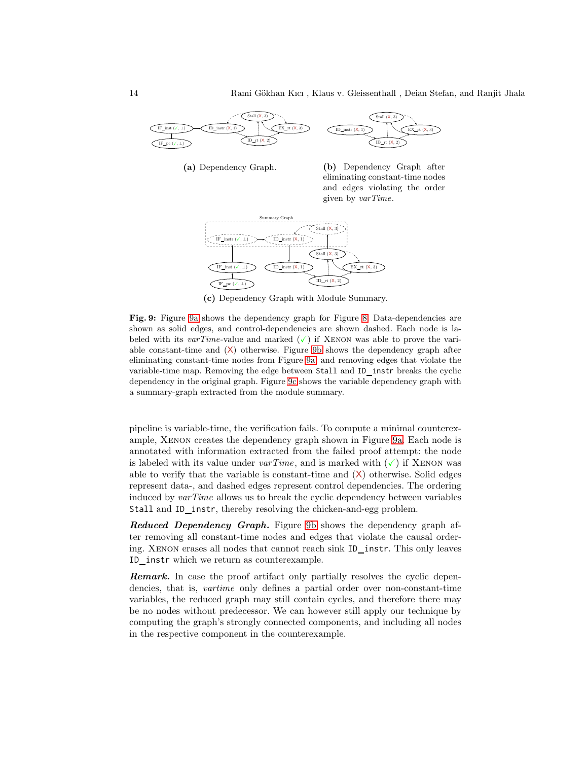(a) Dependency Graph.

(b) Dependency Graph after eliminating constant-time nodes and edges violating the order given by *varTime*.

(c) Dependency Graph with Module Summary.

**Fig. 9:** Figure 9a shows the dependency graph for Figure 8. Data-dependencies are shown as solid edges, and control-dependencies are shown dashed. Each node is labeled with its *varTime*-value and marked (✓) if Xenon was able to prove the variable constant-time and (X) otherwise. Figure 9b shows the dependency graph after eliminating constant-time nodes from Figure 9a, and removing edges that violate the variable-time map. Removing the edge between `Stall` and `ID_instr` breaks the cyclic dependency in the original graph. Figure 9c shows the variable dependency graph with a summary-graph extracted from the module summary.

pipeline is variable-time, the verification fails. To compute a minimal counterexample, Xenon creates the dependency graph shown in Figure 9a. Each node is annotated with information extracted from the failed proof attempt: the node is labeled with its value under *varTime*, and is marked with (✓) if Xenon was able to verify that the variable is constant-time and (X) otherwise. Solid edges represent data-, and dashed edges represent control dependencies. The ordering induced by *varTime* allows us to break the cyclic dependency between variables `Stall` and `ID_instr`, thereby resolving the chicken-and-egg problem.

***Reduced Dependency Graph.*** Figure 9b shows the dependency graph after removing all constant-time nodes and edges that violate the causal ordering. Xenon erases all nodes that cannot reach sink `ID_instr`. This only leaves `ID_instr` which we return as counterexample.

***Remark.*** In case the proof artifact only partially resolves the cyclic dependencies, that is, *vartime* only defines a partial order over non-constant-time variables, the reduced graph may still contain cycles, and therefore there may be no nodes without predecessor. We can however still apply our technique by computing the graph's strongly connected components, and including all nodes in the respective component in the counterexample.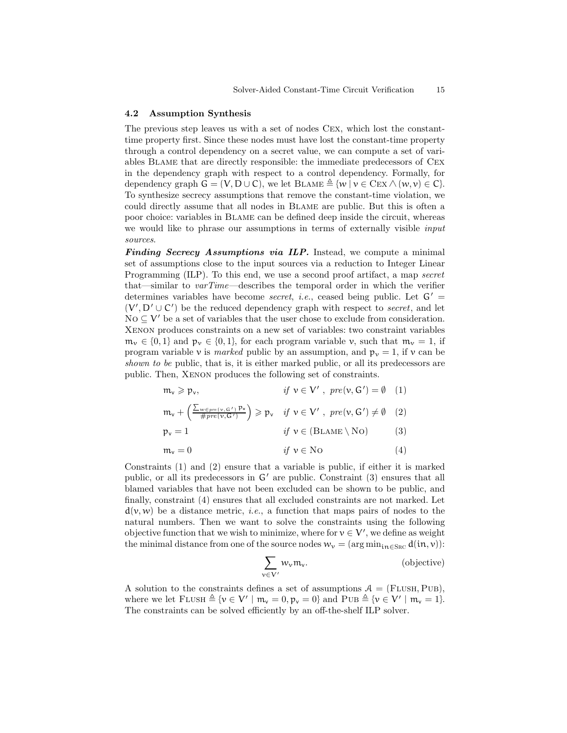### 4.2 Assumption Synthesis

The previous step leaves us with a set of nodes Cex, which lost the constant-time property first. Since these nodes must have lost the constant-time property through a control dependency on a secret value, we can compute a set of variables Blame that are directly responsible: the immediate predecessors of Cex in the dependency graph with respect to a control dependency. Formally, for dependency graph $G = (V, D \cup C)$, we let $\text{Blame} \triangleq \{w \mid v \in \text{Cex} \wedge (w, v) \in C\}$. To synthesize secrecy assumptions that remove the constant-time violation, we could directly assume that all nodes in Blame are public. But this is often a poor choice: variables in Blame can be defined deep inside the circuit, whereas we would like to phrase our assumptions in terms of externally visible *input sources*.

***Finding Secrecy Assumptions via ILP.*** Instead, we compute a minimal set of assumptions close to the input sources via a reduction to Integer Linear Programming (ILP). To this end, we use a second proof artifact, a map *secret* that—similar to *varTime*—describes the temporal order in which the verifier determines variables have become *secret*, *i.e.*, ceased being public. Let $G' = (V', D' \cup C')$ be the reduced dependency graph with respect to *secret*, and let $\text{No} \subseteq V'$ be a set of variables that the user chose to exclude from consideration. Xenon produces constraints on a new set of variables: two constraint variables $m_v \in \{0, 1\}$ and $p_v \in \{0, 1\}$, for each program variable $v$, such that $m_v = 1$, if program variable $v$ is *marked* public by an assumption, and $p_v = 1$, if $v$ can be *shown to be* public, that is, it is either marked public, or all its predecessors are public. Then, Xenon produces the following set of constraints.

$$m_v \geqslant p_v, \qquad \text{if } v \in V',\ pre(v, G') = \emptyset \quad (1)$$

$$m_v + \left( \frac{\sum_{w \in pre(v,G')} p_w}{\#pre(v, G')} \right) \geqslant p_v \qquad \text{if } v \in V',\ pre(v, G') \neq \emptyset \quad (2)$$

$$p_v = 1 \qquad \text{if } v \in (\text{Blame} \setminus \text{No}) \quad (3)$$

$$m_v = 0 \qquad \text{if } v \in \text{No} \quad (4)$$

Constraints (1) and (2) ensure that a variable is public, if either it is marked public, or all its predecessors in $G'$ are public. Constraint (3) ensures that all blamed variables that have not been excluded can be shown to be public, and finally, constraint (4) ensures that all excluded constraints are not marked. Let $d(v, w)$ be a distance metric, *i.e.*, a function that maps pairs of nodes to the natural numbers. Then we want to solve the constraints using the following objective function that we wish to minimize, where for $v \in V'$, we define as weight the minimal distance from one of the source nodes $w_v = (\arg\min_{in \in \text{Src}} d(in, v))$:

$$\sum_{v \in V'} w_v m_v. \qquad \text{(objective)}$$

A solution to the constraints defines a set of assumptions $\mathcal{A} = (\text{Flush}, \text{Pub})$, where we let $\text{Flush} \triangleq \{v \in V' \mid m_v = 0, p_v = 0\}$ and $\text{Pub} \triangleq \{v \in V' \mid m_v = 1\}$. The constraints can be solved efficiently by an off-the-shelf ILP solver.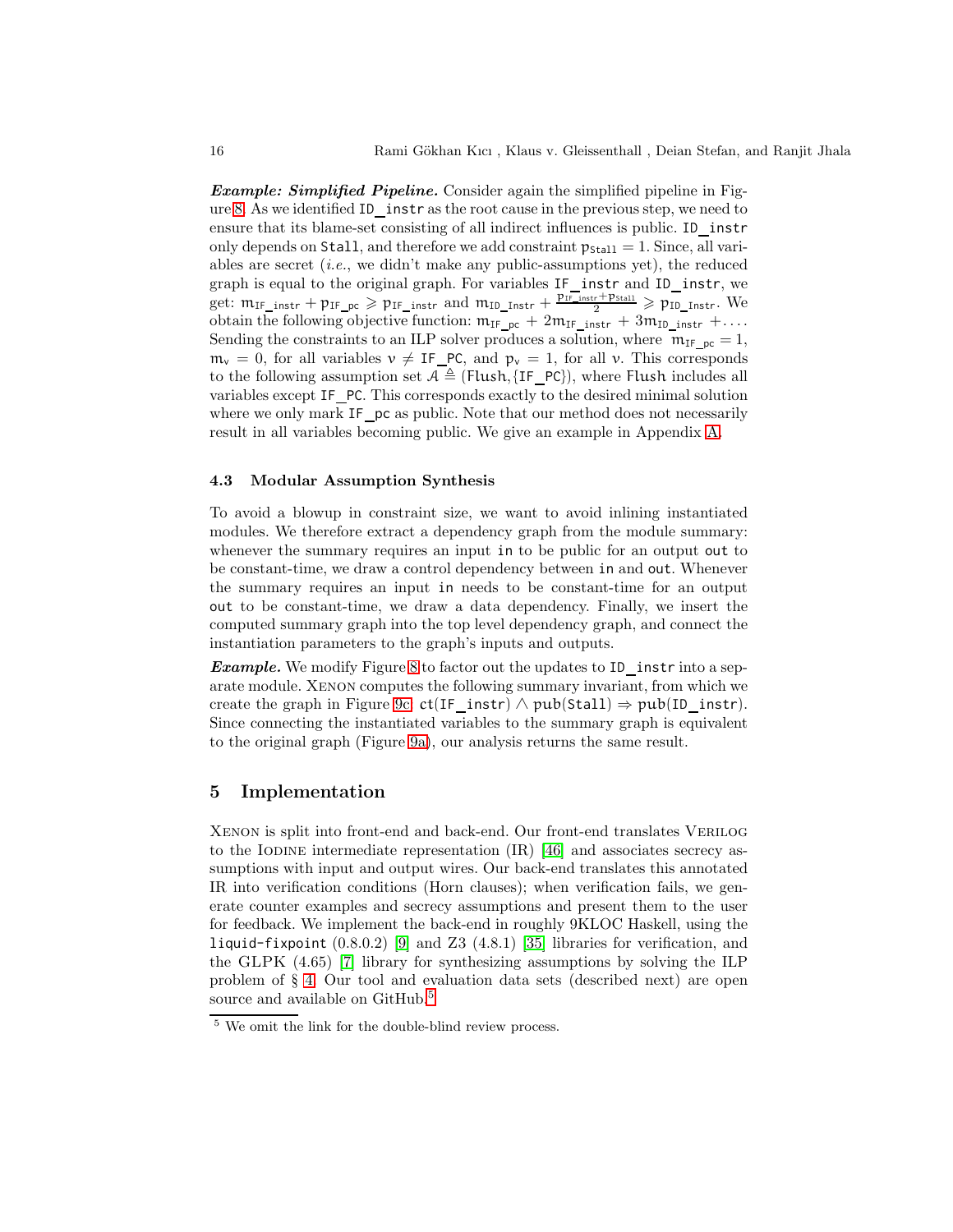***Example: Simplified Pipeline.*** Consider again the simplified pipeline in Figure 8. As we identified `ID_instr` as the root cause in the previous step, we need to ensure that its blame-set consisting of all indirect influences is public. `ID_instr` only depends on `Stall`, and therefore we add constraint $p_{\texttt{Stall}} = 1$. Since, all variables are secret (*i.e.*, we didn't make any public-assumptions yet), the reduced graph is equal to the original graph. For variables `IF_instr` and `ID_instr`, we get: $m_{\texttt{IF\_instr}} + p_{\texttt{IF\_pc}} \geqslant p_{\texttt{IF\_instr}}$ and $m_{\texttt{ID\_Instr}} + \frac{p_{\texttt{IF\_instr}} + p_{\texttt{Stall}}}{2} \geqslant p_{\texttt{ID\_Instr}}$. We obtain the following objective function: $m_{\texttt{IF\_pc}} + 2m_{\texttt{IF\_instr}} + 3m_{\texttt{ID\_instr}} + \ldots$. Sending the constraints to an ILP solver produces a solution, where $m_{\texttt{IF\_pc}} = 1$, $m_v = 0$, for all variables $v \neq \texttt{IF\_PC}$, and $p_v = 1$, for all $v$. This corresponds to the following assumption set $\mathcal{A} \triangleq (\texttt{Flush}, \{\texttt{IF\_PC}\})$, where `Flush` includes all variables except `IF_PC`. This corresponds exactly to the desired minimal solution where we only mark `IF_pc` as public. Note that our method does not necessarily result in all variables becoming public. We give an example in Appendix A.

### 4.3 Modular Assumption Synthesis

To avoid a blowup in constraint size, we want to avoid inlining instantiated modules. We therefore extract a dependency graph from the module summary: whenever the summary requires an input `in` to be public for an output `out` to be constant-time, we draw a control dependency between `in` and `out`. Whenever the summary requires an input `in` needs to be constant-time for an output `out` to be constant-time, we draw a data dependency. Finally, we insert the computed summary graph into the top level dependency graph, and connect the instantiation parameters to the graph's inputs and outputs.

***Example.*** We modify Figure 8 to factor out the updates to `ID_instr` into a separate module. Xenon computes the following summary invariant, from which we create the graph in Figure 9c: $\mathsf{ct}(\texttt{IF\_instr}) \wedge \mathsf{pub}(\texttt{Stall}) \Rightarrow \mathsf{pub}(\texttt{ID\_instr})$. Since connecting the instantiated variables to the summary graph is equivalent to the original graph (Figure 9a), our analysis returns the same result.

## 5 Implementation

Xenon is split into front-end and back-end. Our front-end translates Verilog to the Iodine intermediate representation (IR) [46] and associates secrecy assumptions with input and output wires. Our back-end translates this annotated IR into verification conditions (Horn clauses); when verification fails, we generate counter examples and secrecy assumptions and present them to the user for feedback. We implement the back-end in roughly 9KLOC Haskell, using the `liquid-fixpoint` (0.8.0.2) [9] and Z3 (4.8.1) [35] libraries for verification, and the GLPK (4.65) [7] library for synthesizing assumptions by solving the ILP problem of § 4. Our tool and evaluation data sets (described next) are open source and available on GitHub.[5]

[5] We omit the link for the double-blind review process.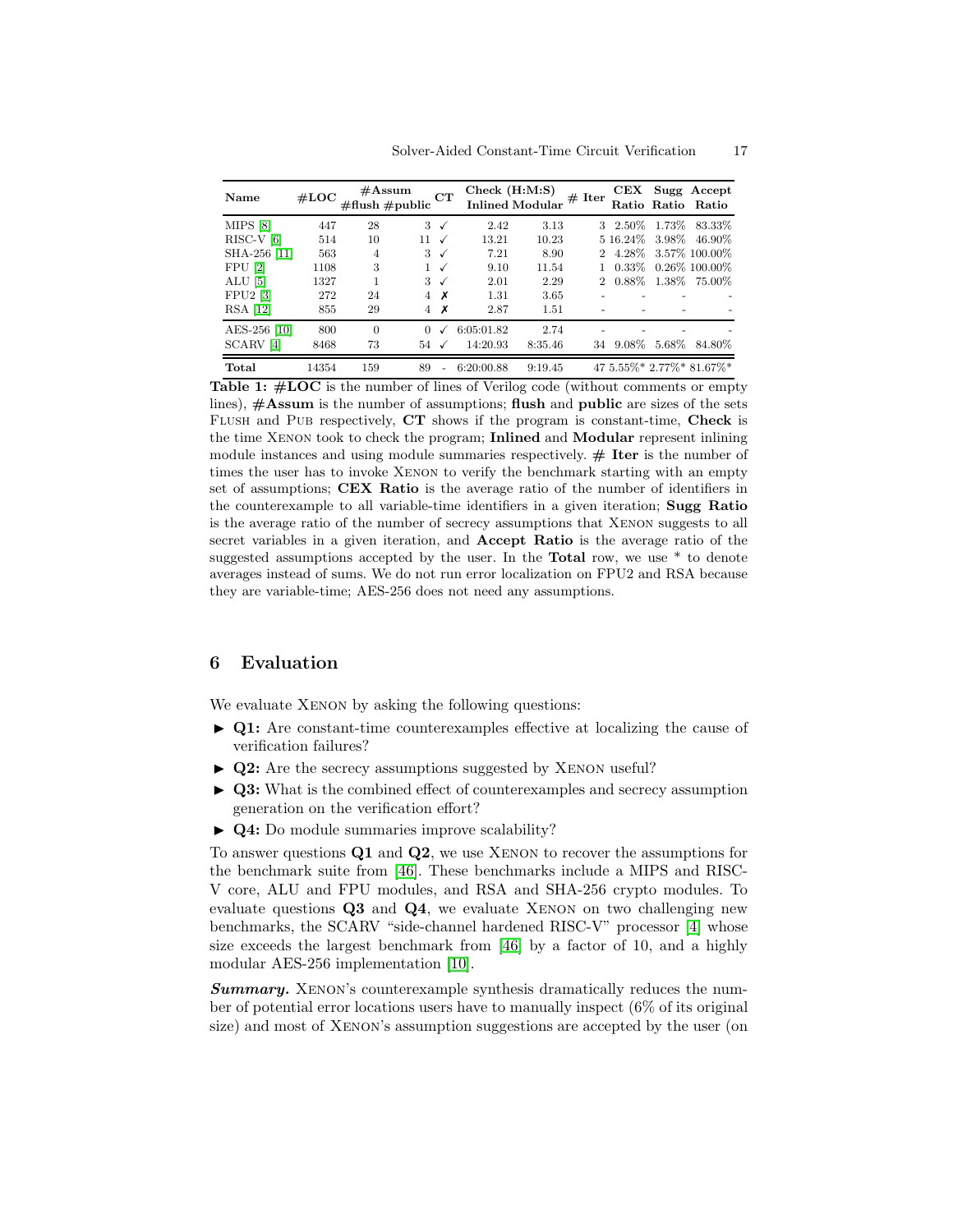| Name | #LOC | #Assum | | CT | Check (H:M:S) | | # Iter | CEX Ratio | Sugg Ratio | Accept Ratio |
|---|---|---|---|---|---|---|---|---|---|---|
| | | #flush | #public | | Inlined | Modular | | | | |
| MIPS [8] | 447 | 28 | 3 | ✓ | 2.42 | 3.13 | 3 | 2.50% | 1.73% | 83.33% |
| RISC-V [6] | 514 | 10 | 11 | ✓ | 13.21 | 10.23 | 5 | 16.24% | 3.98% | 46.90% |
| SHA-256 [11] | 563 | 4 | 3 | ✓ | 7.21 | 8.90 | 2 | 4.28% | 3.57% | 100.00% |
| FPU [2] | 1108 | 3 | 1 | ✓ | 9.10 | 11.54 | 1 | 0.33% | 0.26% | 100.00% |
| ALU [5] | 1327 | 1 | 3 | ✓ | 2.01 | 2.29 | 2 | 0.88% | 1.38% | 75.00% |
| FPU2 [3] | 272 | 24 | 4 | ✗ | 1.31 | 3.65 | - | - | - | - |
| RSA [12] | 855 | 29 | 4 | ✗ | 2.87 | 1.51 | - | - | - | - |
| AES-256 [10] | 800 | 0 | 0 | ✓ | 6:05:01.82 | 2.74 | - | - | - | - |
| SCARV [4] | 8468 | 73 | 54 | ✓ | 14:20.93 | 8:35.46 | 34 | 9.08% | 5.68% | 84.80% |
| **Total** | 14354 | 159 | 89 | - | 6:20:00.88 | 9:19.45 | 47 | 5.55%* | 2.77%* | 81.67%* |

**Table 1:** **#LOC** is the number of lines of Verilog code (without comments or empty lines), **#Assum** is the number of assumptions; **flush** and **public** are sizes of the sets Flush and Pub respectively, **CT** shows if the program is constant-time, **Check** is the time Xenon took to check the program; **Inlined** and **Modular** represent inlining module instances and using module summaries respectively. **# Iter** is the number of times the user has to invoke Xenon to verify the benchmark starting with an empty set of assumptions; **CEX Ratio** is the average ratio of the number of identifiers in the counterexample to all variable-time identifiers in a given iteration; **Sugg Ratio** is the average ratio of the number of secrecy assumptions that Xenon suggests to all secret variables in a given iteration, and **Accept Ratio** is the average ratio of the suggested assumptions accepted by the user. In the **Total** row, we use * to denote averages instead of sums. We do not run error localization on FPU2 and RSA because they are variable-time; AES-256 does not need any assumptions.

## 6 Evaluation

We evaluate Xenon by asking the following questions:

- **Q1:** Are constant-time counterexamples effective at localizing the cause of verification failures?
- **Q2:** Are the secrecy assumptions suggested by Xenon useful?
- **Q3:** What is the combined effect of counterexamples and secrecy assumption generation on the verification effort?
- **Q4:** Do module summaries improve scalability?

To answer questions **Q1** and **Q2**, we use Xenon to recover the assumptions for the benchmark suite from [46]. These benchmarks include a MIPS and RISC-V core, ALU and FPU modules, and RSA and SHA-256 crypto modules. To evaluate questions **Q3** and **Q4**, we evaluate Xenon on two challenging new benchmarks, the SCARV "side-channel hardened RISC-V" processor [4] whose size exceeds the largest benchmark from [46] by a factor of 10, and a highly modular AES-256 implementation [10].

***Summary.*** Xenon's counterexample synthesis dramatically reduces the number of potential error locations users have to manually inspect (6% of its original size) and most of Xenon's assumption suggestions are accepted by the user (on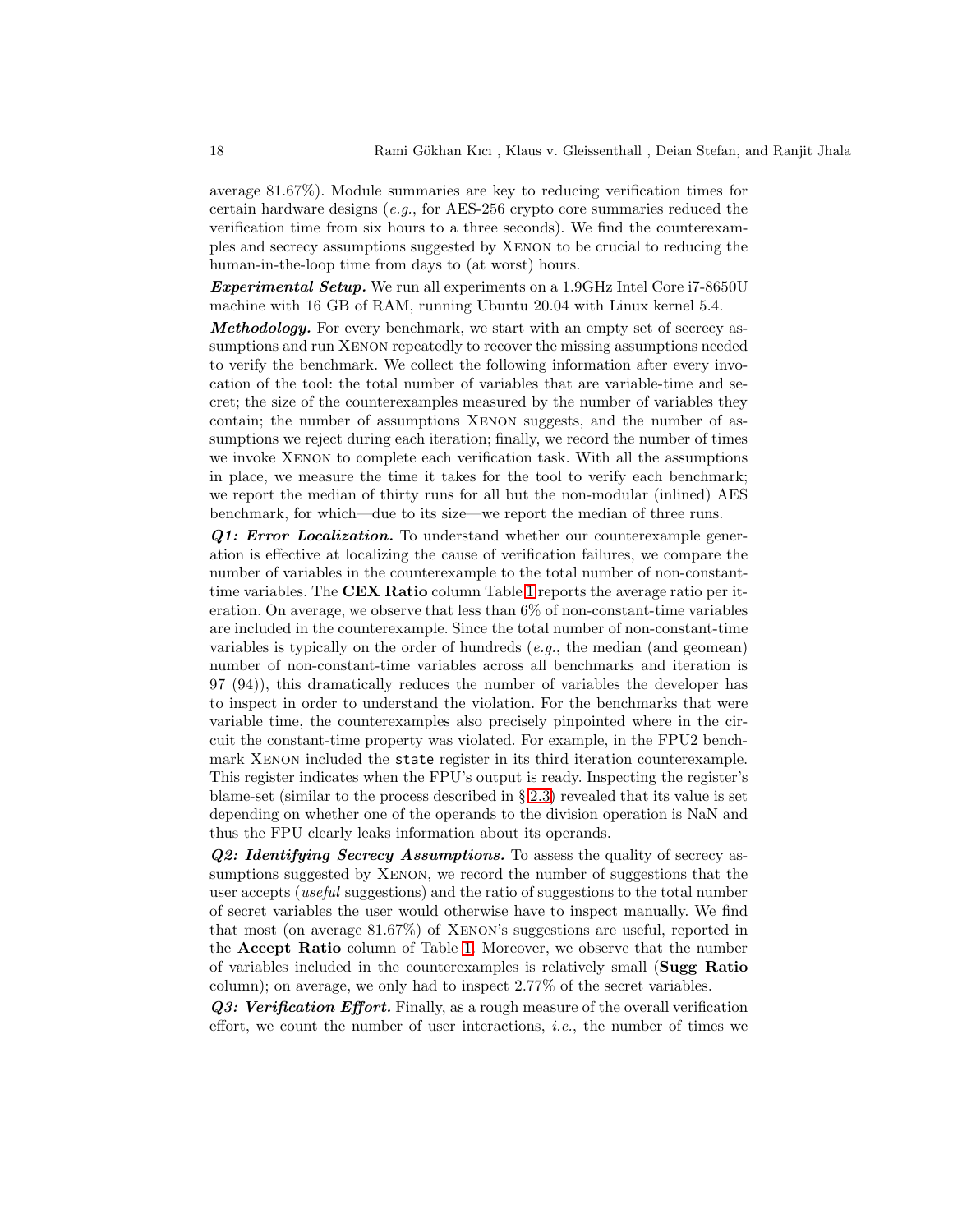average 81.67%). Module summaries are key to reducing verification times for certain hardware designs (*e.g.*, for AES-256 crypto core summaries reduced the verification time from six hours to a three seconds). We find the counterexamples and secrecy assumptions suggested by XENON to be crucial to reducing the human-in-the-loop time from days to (at worst) hours.

***Experimental Setup.*** We run all experiments on a 1.9GHz Intel Core i7-8650U machine with 16 GB of RAM, running Ubuntu 20.04 with Linux kernel 5.4.

***Methodology.*** For every benchmark, we start with an empty set of secrecy assumptions and run XENON repeatedly to recover the missing assumptions needed to verify the benchmark. We collect the following information after every invocation of the tool: the total number of variables that are variable-time and secret; the size of the counterexamples measured by the number of variables they contain; the number of assumptions XENON suggests, and the number of assumptions we reject during each iteration; finally, we record the number of times we invoke XENON to complete each verification task. With all the assumptions in place, we measure the time it takes for the tool to verify each benchmark; we report the median of thirty runs for all but the non-modular (inlined) AES benchmark, for which—due to its size—we report the median of three runs.

***Q1: Error Localization.*** To understand whether our counterexample generation is effective at localizing the cause of verification failures, we compare the number of variables in the counterexample to the total number of non-constant-time variables. The **CEX Ratio** column Table 1 reports the average ratio per iteration. On average, we observe that less than 6% of non-constant-time variables are included in the counterexample. Since the total number of non-constant-time variables is typically on the order of hundreds (*e.g.*, the median (and geomean) number of non-constant-time variables across all benchmarks and iteration is 97 (94)), this dramatically reduces the number of variables the developer has to inspect in order to understand the violation. For the benchmarks that were variable time, the counterexamples also precisely pinpointed where in the circuit the constant-time property was violated. For example, in the FPU2 benchmark XENON included the `state` register in its third iteration counterexample. This register indicates when the FPU's output is ready. Inspecting the register's blame-set (similar to the process described in § 2.3) revealed that its value is set depending on whether one of the operands to the division operation is NaN and thus the FPU clearly leaks information about its operands.

***Q2: Identifying Secrecy Assumptions.*** To assess the quality of secrecy assumptions suggested by XENON, we record the number of suggestions that the user accepts (*useful* suggestions) and the ratio of suggestions to the total number of secret variables the user would otherwise have to inspect manually. We find that most (on average 81.67%) of XENON's suggestions are useful, reported in the **Accept Ratio** column of Table 1. Moreover, we observe that the number of variables included in the counterexamples is relatively small (**Sugg Ratio** column); on average, we only had to inspect 2.77% of the secret variables.

***Q3: Verification Effort.*** Finally, as a rough measure of the overall verification effort, we count the number of user interactions, *i.e.*, the number of times we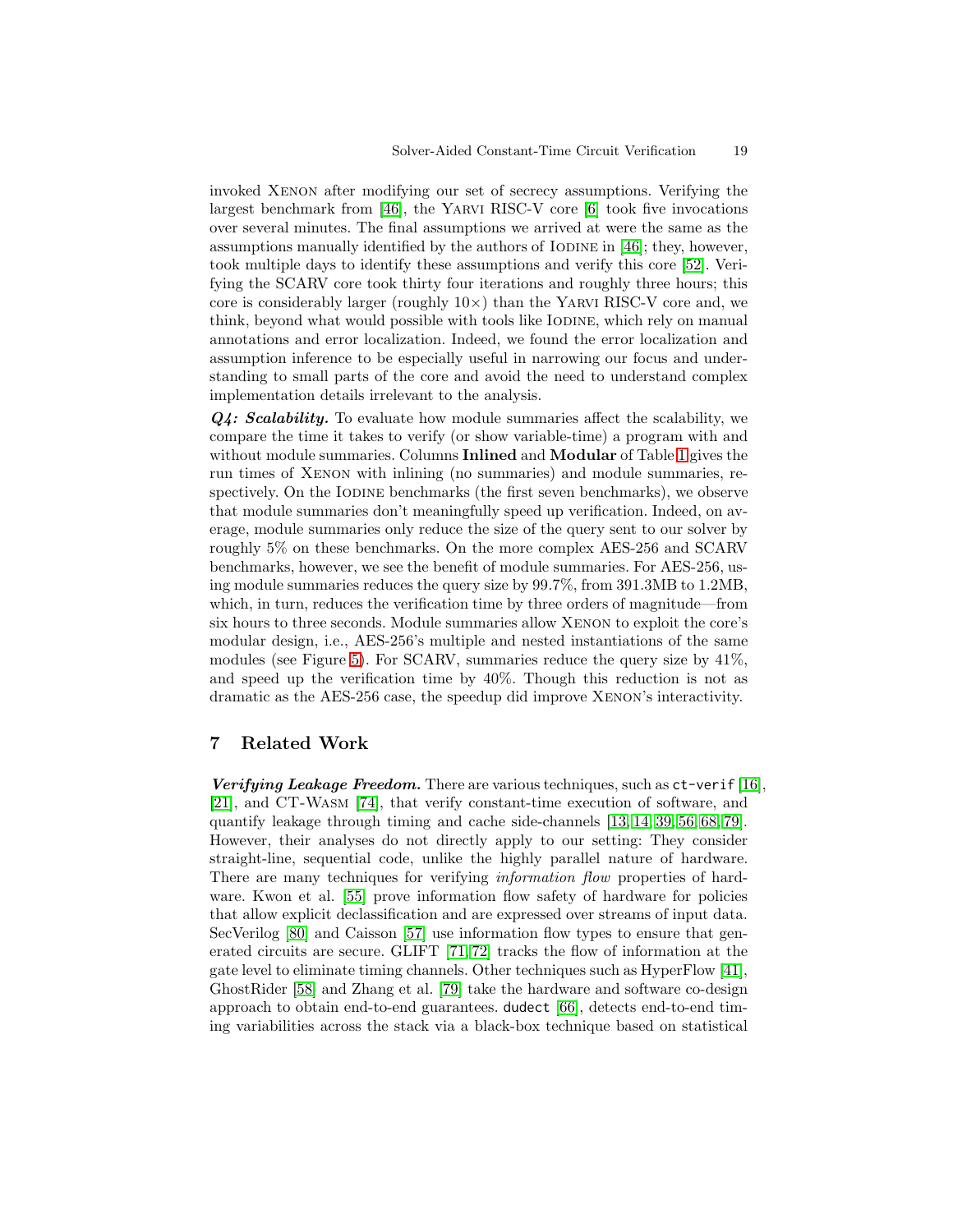invoked Xenon after modifying our set of secrecy assumptions. Verifying the largest benchmark from [46], the Yarvi RISC-V core [6] took five invocations over several minutes. The final assumptions we arrived at were the same as the assumptions manually identified by the authors of Iodine in [46]; they, however, took multiple days to identify these assumptions and verify this core [52]. Verifying the SCARV core took thirty four iterations and roughly three hours; this core is considerably larger (roughly $10\times$) than the Yarvi RISC-V core and, we think, beyond what would possible with tools like Iodine, which rely on manual annotations and error localization. Indeed, we found the error localization and assumption inference to be especially useful in narrowing our focus and understanding to small parts of the core and avoid the need to understand complex implementation details irrelevant to the analysis.

***Q4: Scalability.*** To evaluate how module summaries affect the scalability, we compare the time it takes to verify (or show variable-time) a program with and without module summaries. Columns **Inlined** and **Modular** of Table 1 gives the run times of Xenon with inlining (no summaries) and module summaries, respectively. On the Iodine benchmarks (the first seven benchmarks), we observe that module summaries don't meaningfully speed up verification. Indeed, on average, module summaries only reduce the size of the query sent to our solver by roughly 5% on these benchmarks. On the more complex AES-256 and SCARV benchmarks, however, we see the benefit of module summaries. For AES-256, using module summaries reduces the query size by 99.7%, from 391.3MB to 1.2MB, which, in turn, reduces the verification time by three orders of magnitude—from six hours to three seconds. Module summaries allow Xenon to exploit the core's modular design, i.e., AES-256's multiple and nested instantiations of the same modules (see Figure 5). For SCARV, summaries reduce the query size by 41%, and speed up the verification time by 40%. Though this reduction is not as dramatic as the AES-256 case, the speedup did improve Xenon's interactivity.

## 7 Related Work

***Verifying Leakage Freedom.*** There are various techniques, such as `ct-verif` [16], [21], and CT-Wasm [74], that verify constant-time execution of software, and quantify leakage through timing and cache side-channels [13,14,39,56,68,79]. However, their analyses do not directly apply to our setting: They consider straight-line, sequential code, unlike the highly parallel nature of hardware. There are many techniques for verifying *information flow* properties of hardware. Kwon et al. [55] prove information flow safety of hardware for policies that allow explicit declassification and are expressed over streams of input data. SecVerilog [80] and Caisson [57] use information flow types to ensure that generated circuits are secure. GLIFT [71,72] tracks the flow of information at the gate level to eliminate timing channels. Other techniques such as HyperFlow [41], GhostRider [58] and Zhang et al. [79] take the hardware and software co-design approach to obtain end-to-end guarantees. `dudect` [66], detects end-to-end timing variabilities across the stack via a black-box technique based on statistical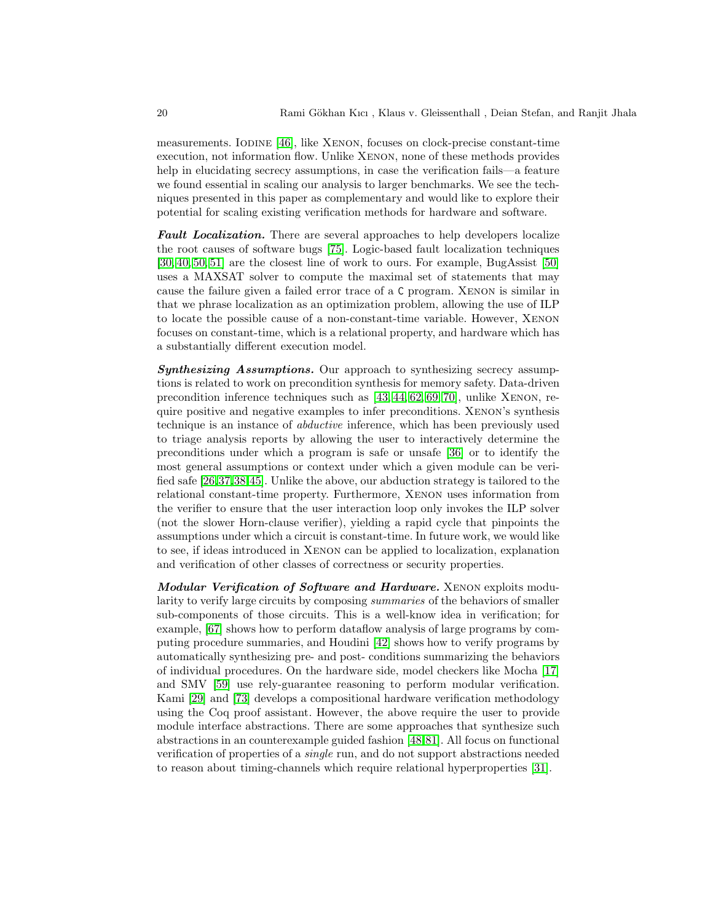measurements. Iodine [46], like Xenon, focuses on clock-precise constant-time execution, not information flow. Unlike Xenon, none of these methods provides help in elucidating secrecy assumptions, in case the verification fails—a feature we found essential in scaling our analysis to larger benchmarks. We see the techniques presented in this paper as complementary and would like to explore their potential for scaling existing verification methods for hardware and software.

***Fault Localization.*** There are several approaches to help developers localize the root causes of software bugs [75]. Logic-based fault localization techniques [30,40,50,51] are the closest line of work to ours. For example, BugAssist [50] uses a MAXSAT solver to compute the maximal set of statements that may cause the failure given a failed error trace of a C program. Xenon is similar in that we phrase localization as an optimization problem, allowing the use of ILP to locate the possible cause of a non-constant-time variable. However, Xenon focuses on constant-time, which is a relational property, and hardware which has a substantially different execution model.

***Synthesizing Assumptions.*** Our approach to synthesizing secrecy assumptions is related to work on precondition synthesis for memory safety. Data-driven precondition inference techniques such as [43,44,62,69,70], unlike Xenon, require positive and negative examples to infer preconditions. Xenon's synthesis technique is an instance of *abductive* inference, which has been previously used to triage analysis reports by allowing the user to interactively determine the preconditions under which a program is safe or unsafe [36] or to identify the most general assumptions or context under which a given module can be verified safe [26,37,38,45]. Unlike the above, our abduction strategy is tailored to the relational constant-time property. Furthermore, Xenon uses information from the verifier to ensure that the user interaction loop only invokes the ILP solver (not the slower Horn-clause verifier), yielding a rapid cycle that pinpoints the assumptions under which a circuit is constant-time. In future work, we would like to see, if ideas introduced in Xenon can be applied to localization, explanation and verification of other classes of correctness or security properties.

***Modular Verification of Software and Hardware.*** Xenon exploits modularity to verify large circuits by composing *summaries* of the behaviors of smaller sub-components of those circuits. This is a well-know idea in verification; for example, [67] shows how to perform dataflow analysis of large programs by computing procedure summaries, and Houdini [42] shows how to verify programs by automatically synthesizing pre- and post- conditions summarizing the behaviors of individual procedures. On the hardware side, model checkers like Mocha [17] and SMV [59] use rely-guarantee reasoning to perform modular verification. Kami [29] and [73] develops a compositional hardware verification methodology using the Coq proof assistant. However, the above require the user to provide module interface abstractions. There are some approaches that synthesize such abstractions in an counterexample guided fashion [48,81]. All focus on functional verification of properties of a *single* run, and do not support abstractions needed to reason about timing-channels which require relational hyperproperties [31].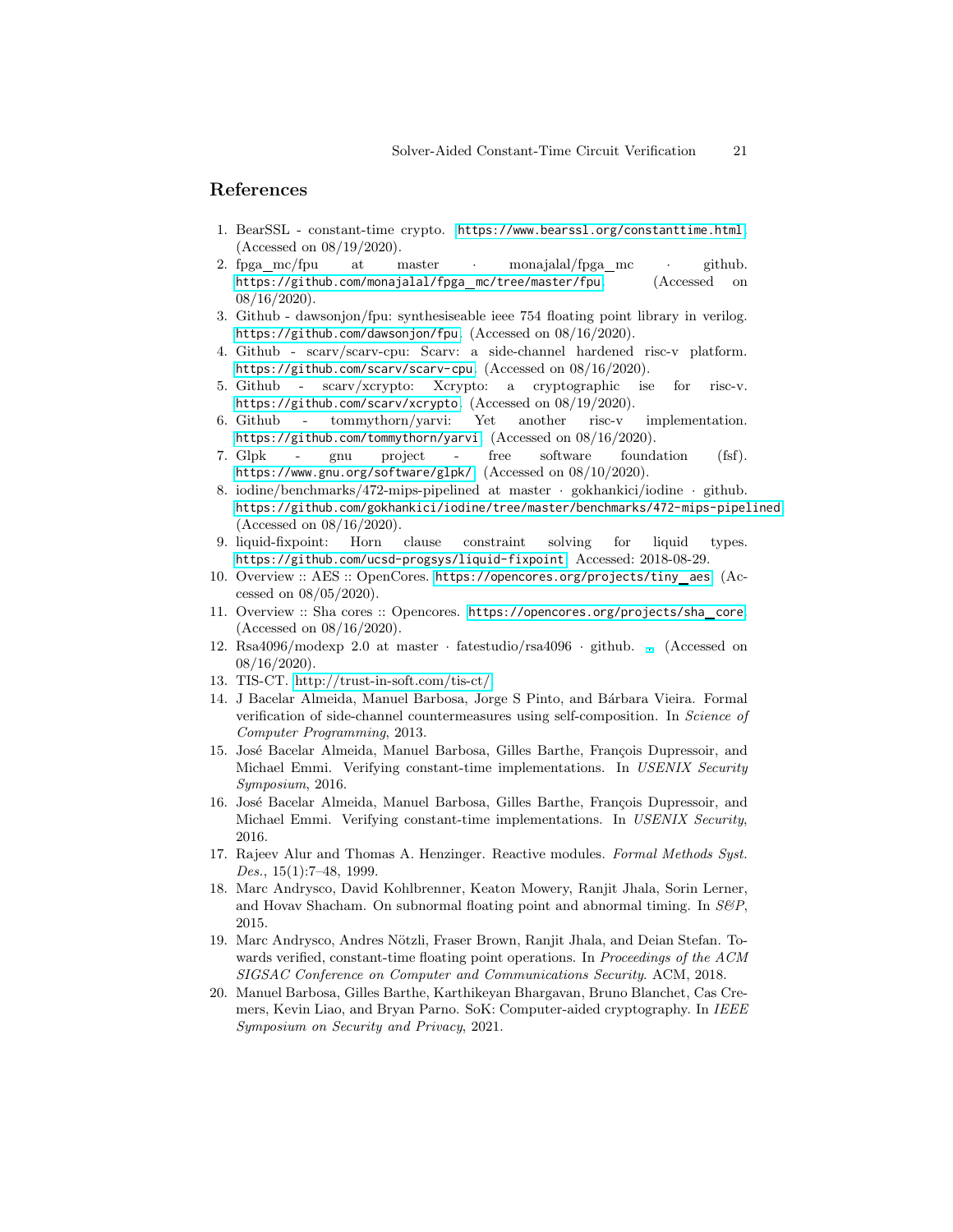## References

1. BearSSL - constant-time crypto. https://www.bearssl.org/constanttime.html. (Accessed on 08/19/2020).
2. fpga_mc/fpu at master · monajalal/fpga_mc · github. https://github.com/monajalal/fpga_mc/tree/master/fpu. (Accessed on 08/16/2020).
3. Github - dawsonjon/fpu: synthesiseable ieee 754 floating point library in verilog. https://github.com/dawsonjon/fpu. (Accessed on 08/16/2020).
4. Github - scarv/scarv-cpu: Scarv: a side-channel hardened risc-v platform. https://github.com/scarv/scarv-cpu. (Accessed on 08/16/2020).
5. Github - scarv/xcrypto: Xcrypto: a cryptographic ise for risc-v. https://github.com/scarv/xcrypto. (Accessed on 08/19/2020).
6. Github - tommythorn/yarvi: Yet another risc-v implementation. https://github.com/tommythorn/yarvi. (Accessed on 08/16/2020).
7. Glpk - gnu project - free software foundation (fsf). https://www.gnu.org/software/glpk/. (Accessed on 08/10/2020).
8. iodine/benchmarks/472-mips-pipelined at master · gokhankici/iodine · github. https://github.com/gokhankici/iodine/tree/master/benchmarks/472-mips-pipelined. (Accessed on 08/16/2020).
9. liquid-fixpoint: Horn clause constraint solving for liquid types. https://github.com/ucsd-progsys/liquid-fixpoint. Accessed: 2018-08-29.
10. Overview :: AES :: OpenCores. https://opencores.org/projects/tiny_aes. (Accessed on 08/05/2020).
11. Overview :: Sha cores :: Opencores. https://opencores.org/projects/sha_core. (Accessed on 08/16/2020).
12. Rsa4096/modexp 2.0 at master · fatestudio/rsa4096 · github. . (Accessed on 08/16/2020).
13. TIS-CT. http://trust-in-soft.com/tis-ct/.
14. J Bacelar Almeida, Manuel Barbosa, Jorge S Pinto, and Bárbara Vieira. Formal verification of side-channel countermeasures using self-composition. In *Science of Computer Programming*, 2013.
15. José Bacelar Almeida, Manuel Barbosa, Gilles Barthe, François Dupressoir, and Michael Emmi. Verifying constant-time implementations. In *USENIX Security Symposium*, 2016.
16. José Bacelar Almeida, Manuel Barbosa, Gilles Barthe, François Dupressoir, and Michael Emmi. Verifying constant-time implementations. In *USENIX Security*, 2016.
17. Rajeev Alur and Thomas A. Henzinger. Reactive modules. *Formal Methods Syst. Des.*, 15(1):7–48, 1999.
18. Marc Andrysco, David Kohlbrenner, Keaton Mowery, Ranjit Jhala, Sorin Lerner, and Hovav Shacham. On subnormal floating point and abnormal timing. In *S&P*, 2015.
19. Marc Andrysco, Andres Nötzli, Fraser Brown, Ranjit Jhala, and Deian Stefan. Towards verified, constant-time floating point operations. In *Proceedings of the ACM SIGSAC Conference on Computer and Communications Security*. ACM, 2018.
20. Manuel Barbosa, Gilles Barthe, Karthikeyan Bhargavan, Bruno Blanchet, Cas Cremers, Kevin Liao, and Bryan Parno. SoK: Computer-aided cryptography. In *IEEE Symposium on Security and Privacy*, 2021.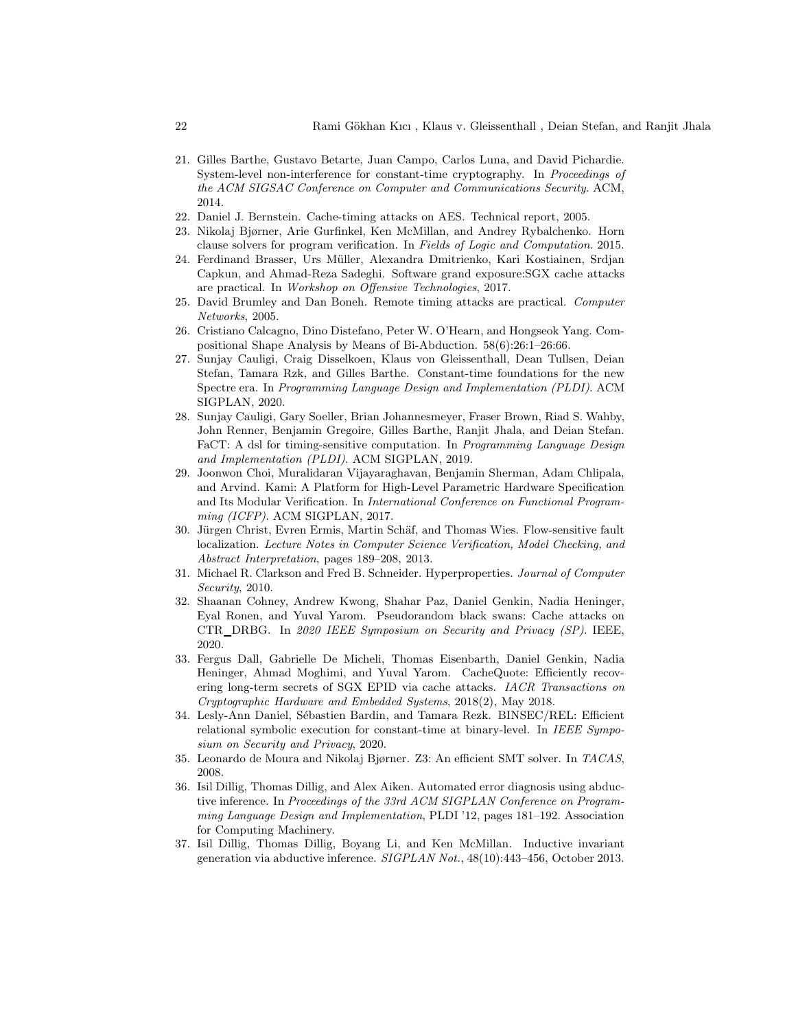21. Gilles Barthe, Gustavo Betarte, Juan Campo, Carlos Luna, and David Pichardie. System-level non-interference for constant-time cryptography. In *Proceedings of the ACM SIGSAC Conference on Computer and Communications Security*. ACM, 2014.
22. Daniel J. Bernstein. Cache-timing attacks on AES. Technical report, 2005.
23. Nikolaj Bjørner, Arie Gurfinkel, Ken McMillan, and Andrey Rybalchenko. Horn clause solvers for program verification. In *Fields of Logic and Computation*. 2015.
24. Ferdinand Brasser, Urs Müller, Alexandra Dmitrienko, Kari Kostiainen, Srdjan Capkun, and Ahmad-Reza Sadeghi. Software grand exposure:SGX cache attacks are practical. In *Workshop on Offensive Technologies*, 2017.
25. David Brumley and Dan Boneh. Remote timing attacks are practical. *Computer Networks*, 2005.
26. Cristiano Calcagno, Dino Distefano, Peter W. O'Hearn, and Hongseok Yang. Compositional Shape Analysis by Means of Bi-Abduction. 58(6):26:1–26:66.
27. Sunjay Cauligi, Craig Disselkoen, Klaus von Gleissenthall, Dean Tullsen, Deian Stefan, Tamara Rzk, and Gilles Barthe. Constant-time foundations for the new Spectre era. In *Programming Language Design and Implementation (PLDI)*. ACM SIGPLAN, 2020.
28. Sunjay Cauligi, Gary Soeller, Brian Johannesmeyer, Fraser Brown, Riad S. Wahby, John Renner, Benjamin Gregoire, Gilles Barthe, Ranjit Jhala, and Deian Stefan. FaCT: A dsl for timing-sensitive computation. In *Programming Language Design and Implementation (PLDI)*. ACM SIGPLAN, 2019.
29. Joonwon Choi, Muralidaran Vijayaraghavan, Benjamin Sherman, Adam Chlipala, and Arvind. Kami: A Platform for High-Level Parametric Hardware Specification and Its Modular Verification. In *International Conference on Functional Programming (ICFP)*. ACM SIGPLAN, 2017.
30. Jürgen Christ, Evren Ermis, Martin Schäf, and Thomas Wies. Flow-sensitive fault localization. *Lecture Notes in Computer Science Verification, Model Checking, and Abstract Interpretation*, pages 189–208, 2013.
31. Michael R. Clarkson and Fred B. Schneider. Hyperproperties. *Journal of Computer Security*, 2010.
32. Shaanan Cohney, Andrew Kwong, Shahar Paz, Daniel Genkin, Nadia Heninger, Eyal Ronen, and Yuval Yarom. Pseudorandom black swans: Cache attacks on CTR_DRBG. In *2020 IEEE Symposium on Security and Privacy (SP)*. IEEE, 2020.
33. Fergus Dall, Gabrielle De Micheli, Thomas Eisenbarth, Daniel Genkin, Nadia Heninger, Ahmad Moghimi, and Yuval Yarom. CacheQuote: Efficiently recovering long-term secrets of SGX EPID via cache attacks. *IACR Transactions on Cryptographic Hardware and Embedded Systems*, 2018(2), May 2018.
34. Lesly-Ann Daniel, Sébastien Bardin, and Tamara Rezk. BINSEC/REL: Efficient relational symbolic execution for constant-time at binary-level. In *IEEE Symposium on Security and Privacy*, 2020.
35. Leonardo de Moura and Nikolaj Bjørner. Z3: An efficient SMT solver. In *TACAS*, 2008.
36. Isil Dillig, Thomas Dillig, and Alex Aiken. Automated error diagnosis using abductive inference. In *Proceedings of the 33rd ACM SIGPLAN Conference on Programming Language Design and Implementation*, PLDI '12, pages 181–192. Association for Computing Machinery.
37. Isil Dillig, Thomas Dillig, Boyang Li, and Ken McMillan. Inductive invariant generation via abductive inference. *SIGPLAN Not.*, 48(10):443–456, October 2013.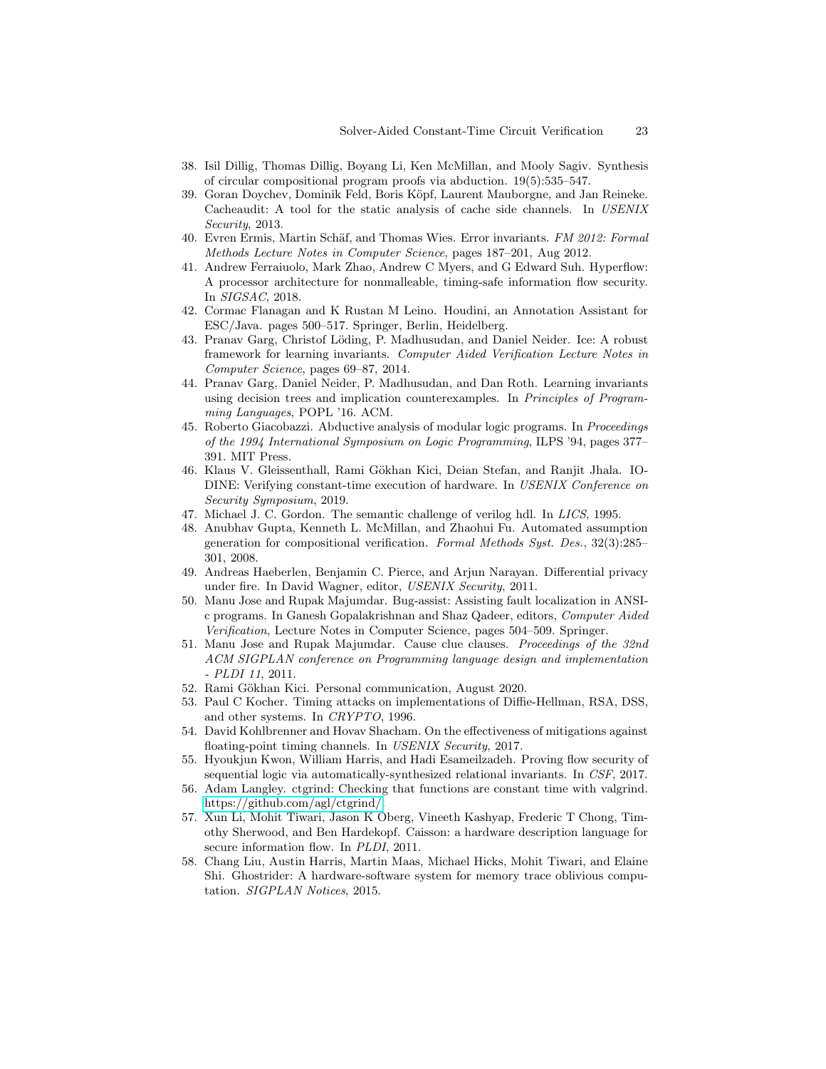38. Isil Dillig, Thomas Dillig, Boyang Li, Ken McMillan, and Mooly Sagiv. Synthesis of circular compositional program proofs via abduction. 19(5):535–547.
39. Goran Doychev, Dominik Feld, Boris Köpf, Laurent Mauborgne, and Jan Reineke. Cacheaudit: A tool for the static analysis of cache side channels. In *USENIX Security*, 2013.
40. Evren Ermis, Martin Schäf, and Thomas Wies. Error invariants. *FM 2012: Formal Methods Lecture Notes in Computer Science*, pages 187–201, Aug 2012.
41. Andrew Ferraiuolo, Mark Zhao, Andrew C Myers, and G Edward Suh. Hyperflow: A processor architecture for nonmalleable, timing-safe information flow security. In *SIGSAC*, 2018.
42. Cormac Flanagan and K Rustan M Leino. Houdini, an Annotation Assistant for ESC/Java. pages 500–517. Springer, Berlin, Heidelberg.
43. Pranav Garg, Christof Löding, P. Madhusudan, and Daniel Neider. Ice: A robust framework for learning invariants. *Computer Aided Verification Lecture Notes in Computer Science*, pages 69–87, 2014.
44. Pranav Garg, Daniel Neider, P. Madhusudan, and Dan Roth. Learning invariants using decision trees and implication counterexamples. In *Principles of Programming Languages*, POPL '16. ACM.
45. Roberto Giacobazzi. Abductive analysis of modular logic programs. In *Proceedings of the 1994 International Symposium on Logic Programming*, ILPS '94, pages 377–391. MIT Press.
46. Klaus V. Gleissenthall, Rami Gökhan Kici, Deian Stefan, and Ranjit Jhala. IODINE: Verifying constant-time execution of hardware. In *USENIX Conference on Security Symposium*, 2019.
47. Michael J. C. Gordon. The semantic challenge of verilog hdl. In *LICS*, 1995.
48. Anubhav Gupta, Kenneth L. McMillan, and Zhaohui Fu. Automated assumption generation for compositional verification. *Formal Methods Syst. Des.*, 32(3):285–301, 2008.
49. Andreas Haeberlen, Benjamin C. Pierce, and Arjun Narayan. Differential privacy under fire. In David Wagner, editor, *USENIX Security*, 2011.
50. Manu Jose and Rupak Majumdar. Bug-assist: Assisting fault localization in ANSI-c programs. In Ganesh Gopalakrishnan and Shaz Qadeer, editors, *Computer Aided Verification*, Lecture Notes in Computer Science, pages 504–509. Springer.
51. Manu Jose and Rupak Majumdar. Cause clue clauses. *Proceedings of the 32nd ACM SIGPLAN conference on Programming language design and implementation - PLDI 11*, 2011.
52. Rami Gökhan Kici. Personal communication, August 2020.
53. Paul C Kocher. Timing attacks on implementations of Diffie-Hellman, RSA, DSS, and other systems. In *CRYPTO*, 1996.
54. David Kohlbrenner and Hovav Shacham. On the effectiveness of mitigations against floating-point timing channels. In *USENIX Security*, 2017.
55. Hyoukjun Kwon, William Harris, and Hadi Esameilzadeh. Proving flow security of sequential logic via automatically-synthesized relational invariants. In *CSF*, 2017.
56. Adam Langley. ctgrind: Checking that functions are constant time with valgrind. https://github.com/agl/ctgrind/.
57. Xun Li, Mohit Tiwari, Jason K Oberg, Vineeth Kashyap, Frederic T Chong, Timothy Sherwood, and Ben Hardekopf. Caisson: a hardware description language for secure information flow. In *PLDI*, 2011.
58. Chang Liu, Austin Harris, Martin Maas, Michael Hicks, Mohit Tiwari, and Elaine Shi. Ghostrider: A hardware-software system for memory trace oblivious computation. *SIGPLAN Notices*, 2015.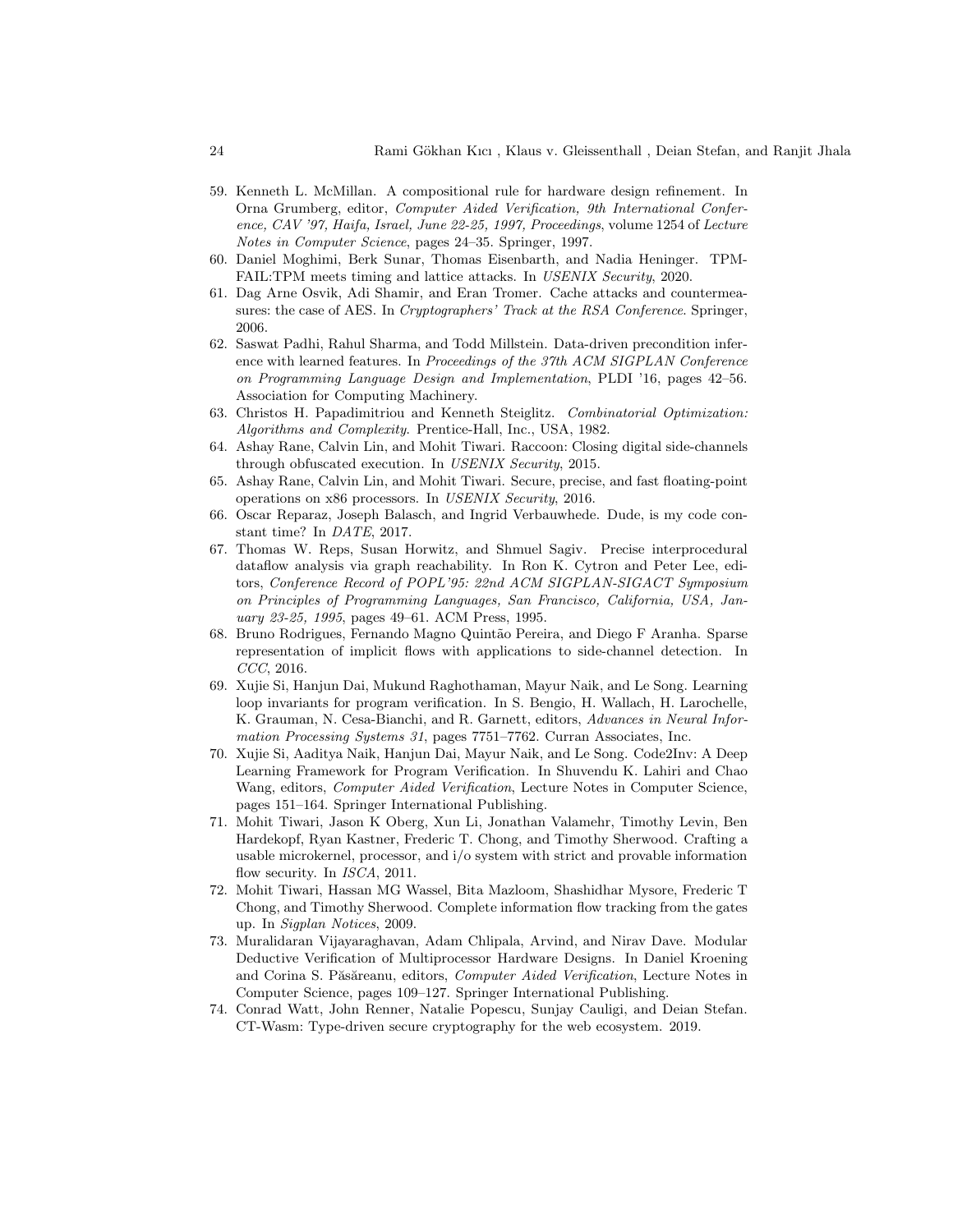59. Kenneth L. McMillan. A compositional rule for hardware design refinement. In Orna Grumberg, editor, *Computer Aided Verification, 9th International Conference, CAV '97, Haifa, Israel, June 22-25, 1997, Proceedings*, volume 1254 of *Lecture Notes in Computer Science*, pages 24–35. Springer, 1997.
60. Daniel Moghimi, Berk Sunar, Thomas Eisenbarth, and Nadia Heninger. TPM-FAIL:TPM meets timing and lattice attacks. In *USENIX Security*, 2020.
61. Dag Arne Osvik, Adi Shamir, and Eran Tromer. Cache attacks and countermeasures: the case of AES. In *Cryptographers' Track at the RSA Conference*. Springer, 2006.
62. Saswat Padhi, Rahul Sharma, and Todd Millstein. Data-driven precondition inference with learned features. In *Proceedings of the 37th ACM SIGPLAN Conference on Programming Language Design and Implementation*, PLDI '16, pages 42–56. Association for Computing Machinery.
63. Christos H. Papadimitriou and Kenneth Steiglitz. *Combinatorial Optimization: Algorithms and Complexity*. Prentice-Hall, Inc., USA, 1982.
64. Ashay Rane, Calvin Lin, and Mohit Tiwari. Raccoon: Closing digital side-channels through obfuscated execution. In *USENIX Security*, 2015.
65. Ashay Rane, Calvin Lin, and Mohit Tiwari. Secure, precise, and fast floating-point operations on x86 processors. In *USENIX Security*, 2016.
66. Oscar Reparaz, Joseph Balasch, and Ingrid Verbauwhede. Dude, is my code constant time? In *DATE*, 2017.
67. Thomas W. Reps, Susan Horwitz, and Shmuel Sagiv. Precise interprocedural dataflow analysis via graph reachability. In Ron K. Cytron and Peter Lee, editors, *Conference Record of POPL'95: 22nd ACM SIGPLAN-SIGACT Symposium on Principles of Programming Languages, San Francisco, California, USA, January 23-25, 1995*, pages 49–61. ACM Press, 1995.
68. Bruno Rodrigues, Fernando Magno Quintão Pereira, and Diego F Aranha. Sparse representation of implicit flows with applications to side-channel detection. In *CCC*, 2016.
69. Xujie Si, Hanjun Dai, Mukund Raghothaman, Mayur Naik, and Le Song. Learning loop invariants for program verification. In S. Bengio, H. Wallach, H. Larochelle, K. Grauman, N. Cesa-Bianchi, and R. Garnett, editors, *Advances in Neural Information Processing Systems 31*, pages 7751–7762. Curran Associates, Inc.
70. Xujie Si, Aaditya Naik, Hanjun Dai, Mayur Naik, and Le Song. Code2Inv: A Deep Learning Framework for Program Verification. In Shuvendu K. Lahiri and Chao Wang, editors, *Computer Aided Verification*, Lecture Notes in Computer Science, pages 151–164. Springer International Publishing.
71. Mohit Tiwari, Jason K Oberg, Xun Li, Jonathan Valamehr, Timothy Levin, Ben Hardekopf, Ryan Kastner, Frederic T. Chong, and Timothy Sherwood. Crafting a usable microkernel, processor, and i/o system with strict and provable information flow security. In *ISCA*, 2011.
72. Mohit Tiwari, Hassan MG Wassel, Bita Mazloom, Shashidhar Mysore, Frederic T Chong, and Timothy Sherwood. Complete information flow tracking from the gates up. In *Sigplan Notices*, 2009.
73. Muralidaran Vijayaraghavan, Adam Chlipala, Arvind, and Nirav Dave. Modular Deductive Verification of Multiprocessor Hardware Designs. In Daniel Kroening and Corina S. Păsăreanu, editors, *Computer Aided Verification*, Lecture Notes in Computer Science, pages 109–127. Springer International Publishing.
74. Conrad Watt, John Renner, Natalie Popescu, Sunjay Cauligi, and Deian Stefan. CT-Wasm: Type-driven secure cryptography for the web ecosystem. 2019.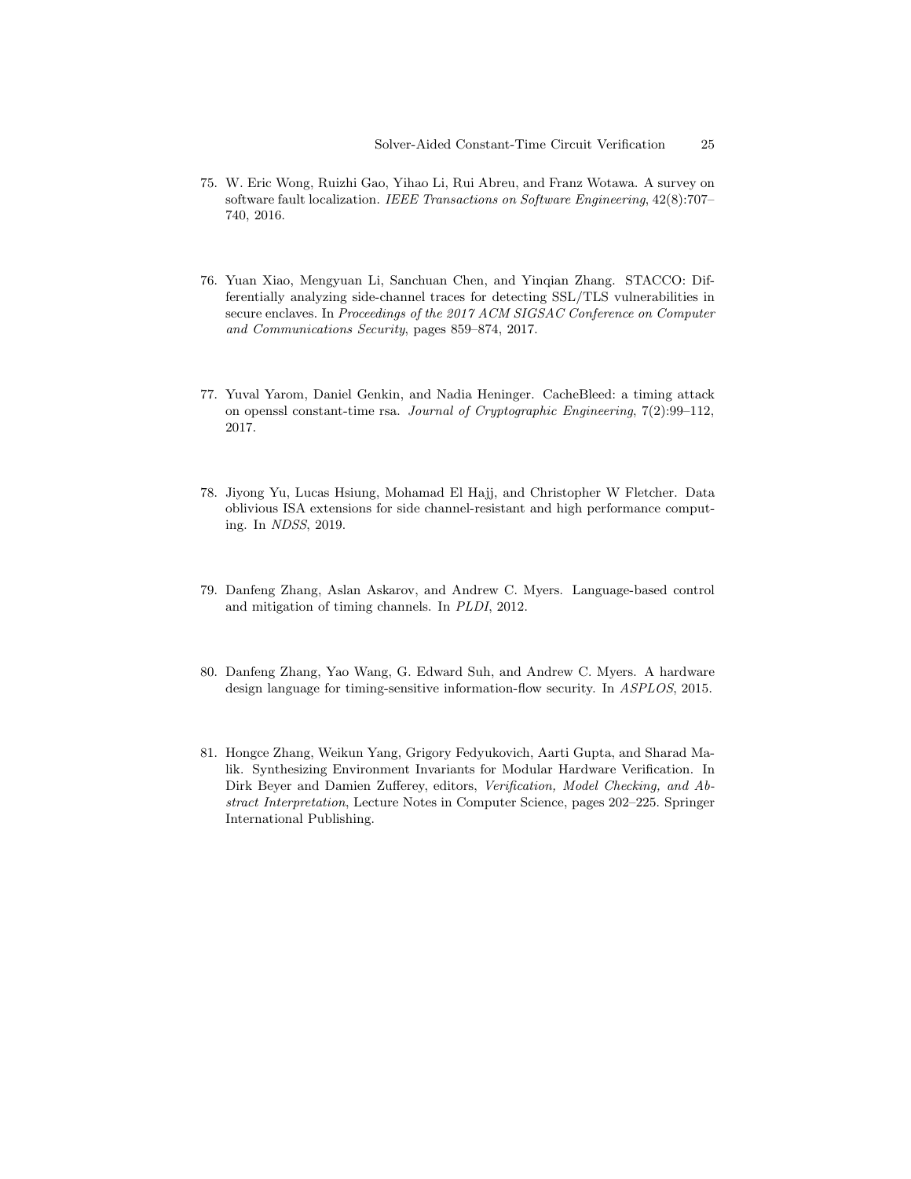75. W. Eric Wong, Ruizhi Gao, Yihao Li, Rui Abreu, and Franz Wotawa. A survey on software fault localization. *IEEE Transactions on Software Engineering*, 42(8):707–740, 2016.

76. Yuan Xiao, Mengyuan Li, Sanchuan Chen, and Yinqian Zhang. STACCO: Differentially analyzing side-channel traces for detecting SSL/TLS vulnerabilities in secure enclaves. In *Proceedings of the 2017 ACM SIGSAC Conference on Computer and Communications Security*, pages 859–874, 2017.

77. Yuval Yarom, Daniel Genkin, and Nadia Heninger. CacheBleed: a timing attack on openssl constant-time rsa. *Journal of Cryptographic Engineering*, 7(2):99–112, 2017.

78. Jiyong Yu, Lucas Hsiung, Mohamad El Hajj, and Christopher W Fletcher. Data oblivious ISA extensions for side channel-resistant and high performance computing. In *NDSS*, 2019.

79. Danfeng Zhang, Aslan Askarov, and Andrew C. Myers. Language-based control and mitigation of timing channels. In *PLDI*, 2012.

80. Danfeng Zhang, Yao Wang, G. Edward Suh, and Andrew C. Myers. A hardware design language for timing-sensitive information-flow security. In *ASPLOS*, 2015.

81. Hongce Zhang, Weikun Yang, Grigory Fedyukovich, Aarti Gupta, and Sharad Malik. Synthesizing Environment Invariants for Modular Hardware Verification. In Dirk Beyer and Damien Zufferey, editors, *Verification, Model Checking, and Abstract Interpretation*, Lecture Notes in Computer Science, pages 202–225. Springer International Publishing.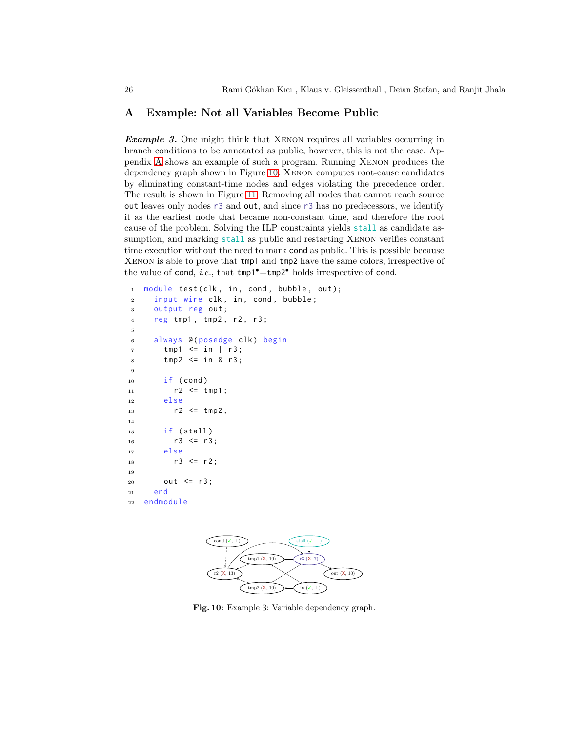# A Example: Not all Variables Become Public

***Example 3.*** One might think that XENON requires all variables occurring in branch conditions to be annotated as public, however, this is not the case. Appendix A shows an example of such a program. Running XENON produces the dependency graph shown in Figure 10. XENON computes root-cause candidates by eliminating constant-time nodes and edges violating the precedence order. The result is shown in Figure 11. Removing all nodes that cannot reach source out leaves only nodes r3 and out, and since r3 has no predecessors, we identify it as the earliest node that became non-constant time, and therefore the root cause of the problem. Solving the ILP constraints yields stall as candidate assumption, and marking stall as public and restarting XENON verifies constant time execution without the need to mark cond as public. This is possible because XENON is able to prove that tmp1 and tmp2 have the same colors, irrespective of the value of cond, *i.e.*, that $\texttt{tmp1}^\bullet = \texttt{tmp2}^\bullet$ holds irrespective of cond.

```
module test(clk, in, cond, bubble, out);
  input wire clk, in, cond, bubble;
  output reg out;
  reg tmp1, tmp2, r2, r3;

  always @(posedge clk) begin
    tmp1 <= in | r3;
    tmp2 <= in & r3;

    if (cond)
      r2 <= tmp1;
    else
      r2 <= tmp2;

    if (stall)
      r3 <= r3;
    else
      r3 <= r2;

    out <= r3;
  end
endmodule
```

**Fig. 10:** Example 3: Variable dependency graph.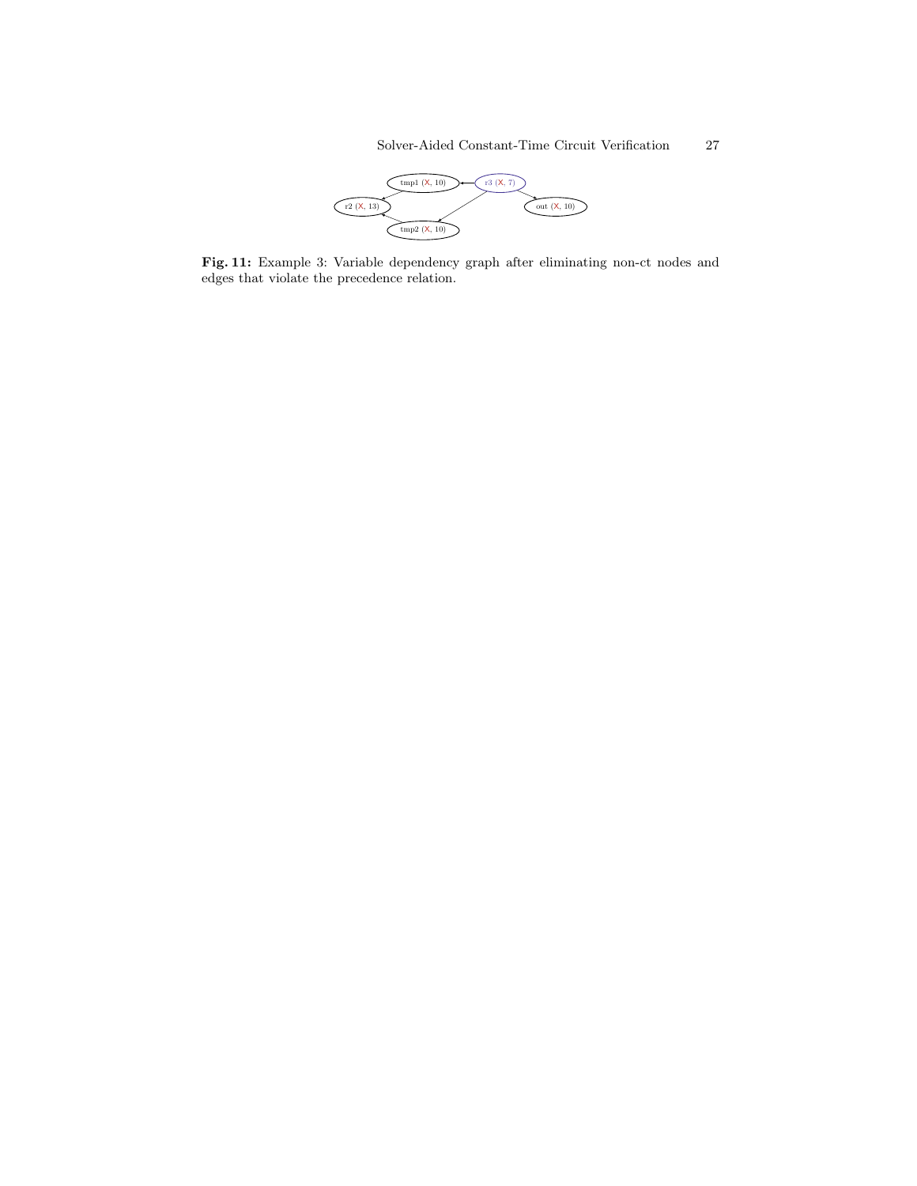tmp1 (X, 10)

r3 (X, 7)

r2 (X, 13)

out (X, 10)

tmp2 (X, 10)

**Fig. 11:** Example 3: Variable dependency graph after eliminating non-ct nodes and edges that violate the precedence relation.